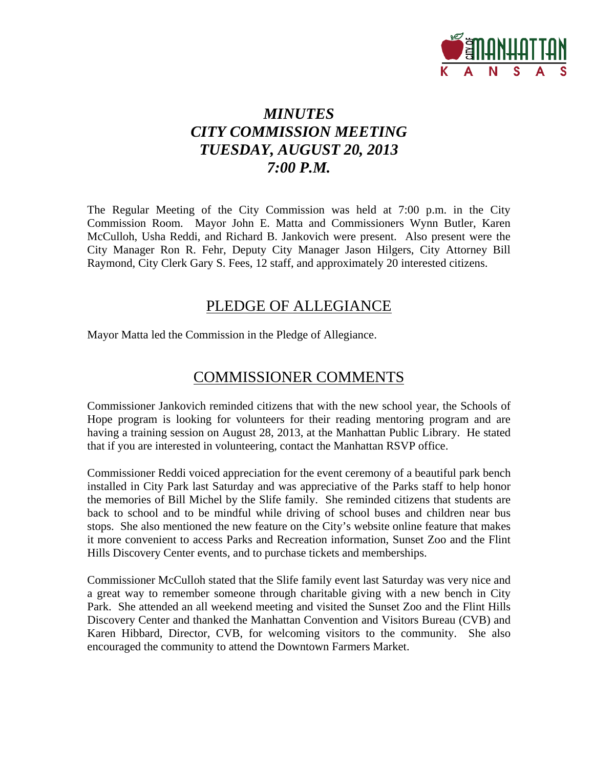# *MINUTES*
# *CITY COMMISSION MEETING*
# *TUESDAY, AUGUST 20, 2013*
# *7:00 P.M.*

The Regular Meeting of the City Commission was held at 7:00 p.m. in the City Commission Room. Mayor John E. Matta and Commissioners Wynn Butler, Karen McCulloh, Usha Reddi, and Richard B. Jankovich were present. Also present were the City Manager Ron R. Fehr, Deputy City Manager Jason Hilgers, City Attorney Bill Raymond, City Clerk Gary S. Fees, 12 staff, and approximately 20 interested citizens.

## PLEDGE OF ALLEGIANCE

Mayor Matta led the Commission in the Pledge of Allegiance.

## COMMISSIONER COMMENTS

Commissioner Jankovich reminded citizens that with the new school year, the Schools of Hope program is looking for volunteers for their reading mentoring program and are having a training session on August 28, 2013, at the Manhattan Public Library. He stated that if you are interested in volunteering, contact the Manhattan RSVP office.

Commissioner Reddi voiced appreciation for the event ceremony of a beautiful park bench installed in City Park last Saturday and was appreciative of the Parks staff to help honor the memories of Bill Michel by the Slife family. She reminded citizens that students are back to school and to be mindful while driving of school buses and children near bus stops. She also mentioned the new feature on the City's website online feature that makes it more convenient to access Parks and Recreation information, Sunset Zoo and the Flint Hills Discovery Center events, and to purchase tickets and memberships.

Commissioner McCulloh stated that the Slife family event last Saturday was very nice and a great way to remember someone through charitable giving with a new bench in City Park. She attended an all weekend meeting and visited the Sunset Zoo and the Flint Hills Discovery Center and thanked the Manhattan Convention and Visitors Bureau (CVB) and Karen Hibbard, Director, CVB, for welcoming visitors to the community. She also encouraged the community to attend the Downtown Farmers Market.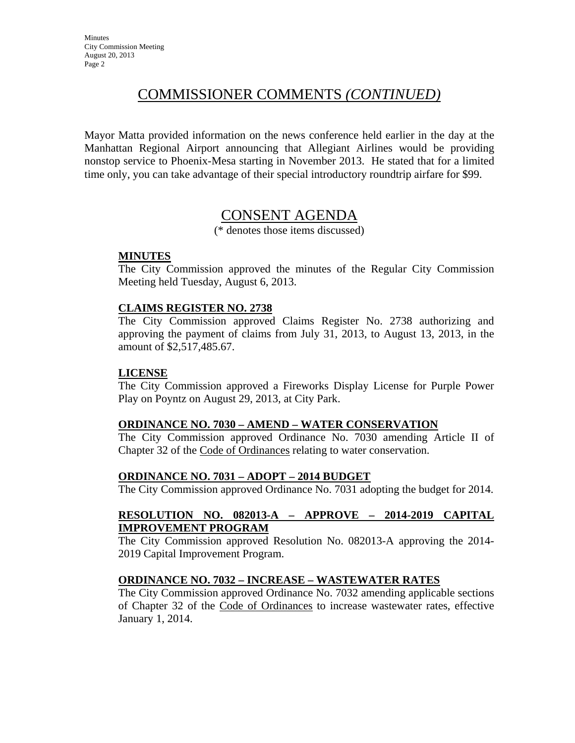# COMMISSIONER COMMENTS *(CONTINUED)*

Mayor Matta provided information on the news conference held earlier in the day at the Manhattan Regional Airport announcing that Allegiant Airlines would be providing nonstop service to Phoenix-Mesa starting in November 2013. He stated that for a limited time only, you can take advantage of their special introductory roundtrip airfare for $99.

# CONSENT AGENDA

(* denotes those items discussed)

**MINUTES**

The City Commission approved the minutes of the Regular City Commission Meeting held Tuesday, August 6, 2013.

**CLAIMS REGISTER NO. 2738**

The City Commission approved Claims Register No. 2738 authorizing and approving the payment of claims from July 31, 2013, to August 13, 2013, in the amount of $2,517,485.67.

**LICENSE**

The City Commission approved a Fireworks Display License for Purple Power Play on Poyntz on August 29, 2013, at City Park.

**ORDINANCE NO. 7030 – AMEND – WATER CONSERVATION**

The City Commission approved Ordinance No. 7030 amending Article II of Chapter 32 of the Code of Ordinances relating to water conservation.

**ORDINANCE NO. 7031 – ADOPT – 2014 BUDGET**

The City Commission approved Ordinance No. 7031 adopting the budget for 2014.

**RESOLUTION NO. 082013-A – APPROVE – 2014-2019 CAPITAL IMPROVEMENT PROGRAM**

The City Commission approved Resolution No. 082013-A approving the 2014-2019 Capital Improvement Program.

**ORDINANCE NO. 7032 – INCREASE – WASTEWATER RATES**

The City Commission approved Ordinance No. 7032 amending applicable sections of Chapter 32 of the Code of Ordinances to increase wastewater rates, effective January 1, 2014.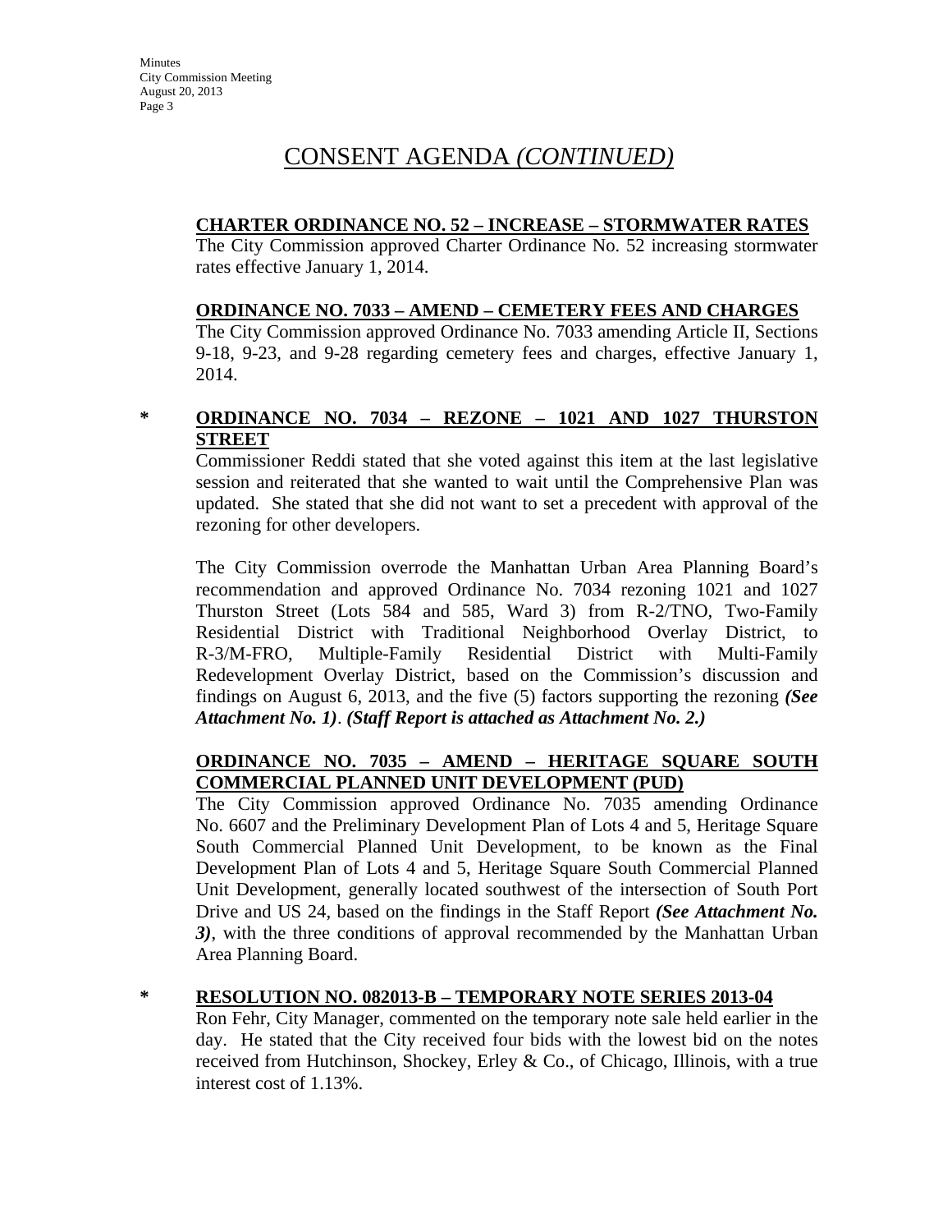# CONSENT AGENDA *(CONTINUED)*

**CHARTER ORDINANCE NO. 52 – INCREASE – STORMWATER RATES**

The City Commission approved Charter Ordinance No. 52 increasing stormwater rates effective January 1, 2014.

**ORDINANCE NO. 7033 – AMEND – CEMETERY FEES AND CHARGES**

The City Commission approved Ordinance No. 7033 amending Article II, Sections 9-18, 9-23, and 9-28 regarding cemetery fees and charges, effective January 1, 2014.

\* **ORDINANCE NO. 7034 – REZONE – 1021 AND 1027 THURSTON STREET**

Commissioner Reddi stated that she voted against this item at the last legislative session and reiterated that she wanted to wait until the Comprehensive Plan was updated. She stated that she did not want to set a precedent with approval of the rezoning for other developers.

The City Commission overrode the Manhattan Urban Area Planning Board's recommendation and approved Ordinance No. 7034 rezoning 1021 and 1027 Thurston Street (Lots 584 and 585, Ward 3) from R-2/TNO, Two-Family Residential District with Traditional Neighborhood Overlay District, to R-3/M-FRO, Multiple-Family Residential District with Multi-Family Redevelopment Overlay District, based on the Commission's discussion and findings on August 6, 2013, and the five (5) factors supporting the rezoning ***(See Attachment No. 1)***. ***(Staff Report is attached as Attachment No. 2.)***

**ORDINANCE NO. 7035 – AMEND – HERITAGE SQUARE SOUTH COMMERCIAL PLANNED UNIT DEVELOPMENT (PUD)**

The City Commission approved Ordinance No. 7035 amending Ordinance No. 6607 and the Preliminary Development Plan of Lots 4 and 5, Heritage Square South Commercial Planned Unit Development, to be known as the Final Development Plan of Lots 4 and 5, Heritage Square South Commercial Planned Unit Development, generally located southwest of the intersection of South Port Drive and US 24, based on the findings in the Staff Report ***(See Attachment No. 3)***, with the three conditions of approval recommended by the Manhattan Urban Area Planning Board.

\* **RESOLUTION NO. 082013-B – TEMPORARY NOTE SERIES 2013-04**

Ron Fehr, City Manager, commented on the temporary note sale held earlier in the day. He stated that the City received four bids with the lowest bid on the notes received from Hutchinson, Shockey, Erley & Co., of Chicago, Illinois, with a true interest cost of 1.13%.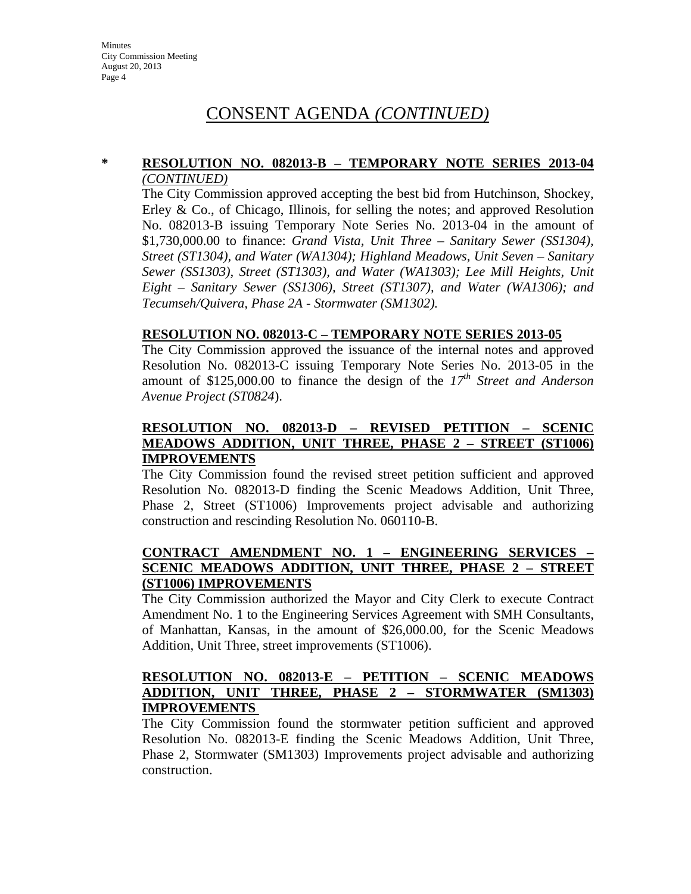# CONSENT AGENDA *(CONTINUED)*

**\* RESOLUTION NO. 082013-B – TEMPORARY NOTE SERIES 2013-04** *(CONTINUED)*

The City Commission approved accepting the best bid from Hutchinson, Shockey, Erley & Co., of Chicago, Illinois, for selling the notes; and approved Resolution No. 082013-B issuing Temporary Note Series No. 2013-04 in the amount of $1,730,000.00 to finance: *Grand Vista, Unit Three – Sanitary Sewer (SS1304), Street (ST1304), and Water (WA1304); Highland Meadows, Unit Seven – Sanitary Sewer (SS1303), Street (ST1303), and Water (WA1303); Lee Mill Heights, Unit Eight – Sanitary Sewer (SS1306), Street (ST1307), and Water (WA1306); and Tecumseh/Quivera, Phase 2A - Stormwater (SM1302).*

**RESOLUTION NO. 082013-C – TEMPORARY NOTE SERIES 2013-05**

The City Commission approved the issuance of the internal notes and approved Resolution No. 082013-C issuing Temporary Note Series No. 2013-05 in the amount of $125,000.00 to finance the design of the *17th Street and Anderson Avenue Project (ST0824*).

**RESOLUTION NO. 082013-D – REVISED PETITION – SCENIC MEADOWS ADDITION, UNIT THREE, PHASE 2 – STREET (ST1006) IMPROVEMENTS**

The City Commission found the revised street petition sufficient and approved Resolution No. 082013-D finding the Scenic Meadows Addition, Unit Three, Phase 2, Street (ST1006) Improvements project advisable and authorizing construction and rescinding Resolution No. 060110-B.

**CONTRACT AMENDMENT NO. 1 – ENGINEERING SERVICES – SCENIC MEADOWS ADDITION, UNIT THREE, PHASE 2 – STREET (ST1006) IMPROVEMENTS**

The City Commission authorized the Mayor and City Clerk to execute Contract Amendment No. 1 to the Engineering Services Agreement with SMH Consultants, of Manhattan, Kansas, in the amount of $26,000.00, for the Scenic Meadows Addition, Unit Three, street improvements (ST1006).

**RESOLUTION NO. 082013-E – PETITION – SCENIC MEADOWS ADDITION, UNIT THREE, PHASE 2 – STORMWATER (SM1303) IMPROVEMENTS**

The City Commission found the stormwater petition sufficient and approved Resolution No. 082013-E finding the Scenic Meadows Addition, Unit Three, Phase 2, Stormwater (SM1303) Improvements project advisable and authorizing construction.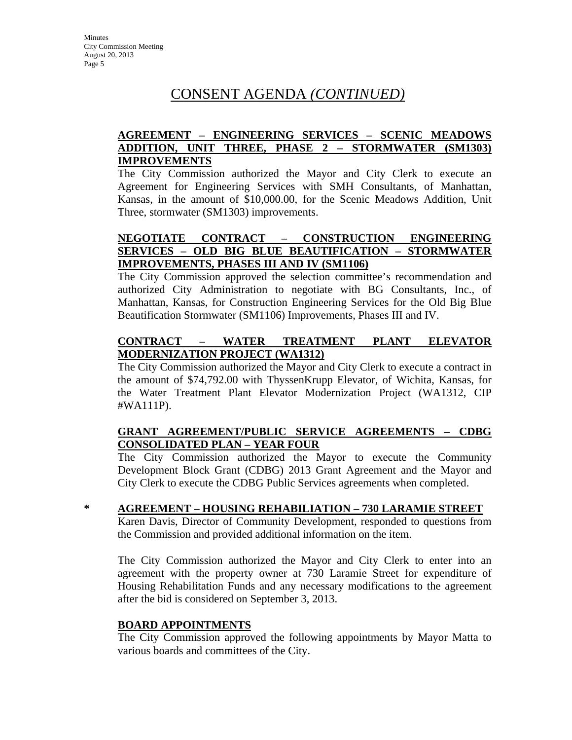# CONSENT AGENDA *(CONTINUED)*

**AGREEMENT – ENGINEERING SERVICES – SCENIC MEADOWS ADDITION, UNIT THREE, PHASE 2 – STORMWATER (SM1303) IMPROVEMENTS**

The City Commission authorized the Mayor and City Clerk to execute an Agreement for Engineering Services with SMH Consultants, of Manhattan, Kansas, in the amount of $10,000.00, for the Scenic Meadows Addition, Unit Three, stormwater (SM1303) improvements.

**NEGOTIATE CONTRACT – CONSTRUCTION ENGINEERING SERVICES – OLD BIG BLUE BEAUTIFICATION – STORMWATER IMPROVEMENTS, PHASES III AND IV (SM1106)**

The City Commission approved the selection committee's recommendation and authorized City Administration to negotiate with BG Consultants, Inc., of Manhattan, Kansas, for Construction Engineering Services for the Old Big Blue Beautification Stormwater (SM1106) Improvements, Phases III and IV.

**CONTRACT – WATER TREATMENT PLANT ELEVATOR MODERNIZATION PROJECT (WA1312)**

The City Commission authorized the Mayor and City Clerk to execute a contract in the amount of $74,792.00 with ThyssenKrupp Elevator, of Wichita, Kansas, for the Water Treatment Plant Elevator Modernization Project (WA1312, CIP #WA111P).

**GRANT AGREEMENT/PUBLIC SERVICE AGREEMENTS – CDBG CONSOLIDATED PLAN – YEAR FOUR**

The City Commission authorized the Mayor to execute the Community Development Block Grant (CDBG) 2013 Grant Agreement and the Mayor and City Clerk to execute the CDBG Public Services agreements when completed.

**\* AGREEMENT – HOUSING REHABILIATION – 730 LARAMIE STREET**

Karen Davis, Director of Community Development, responded to questions from the Commission and provided additional information on the item.

The City Commission authorized the Mayor and City Clerk to enter into an agreement with the property owner at 730 Laramie Street for expenditure of Housing Rehabilitation Funds and any necessary modifications to the agreement after the bid is considered on September 3, 2013.

**BOARD APPOINTMENTS**

The City Commission approved the following appointments by Mayor Matta to various boards and committees of the City.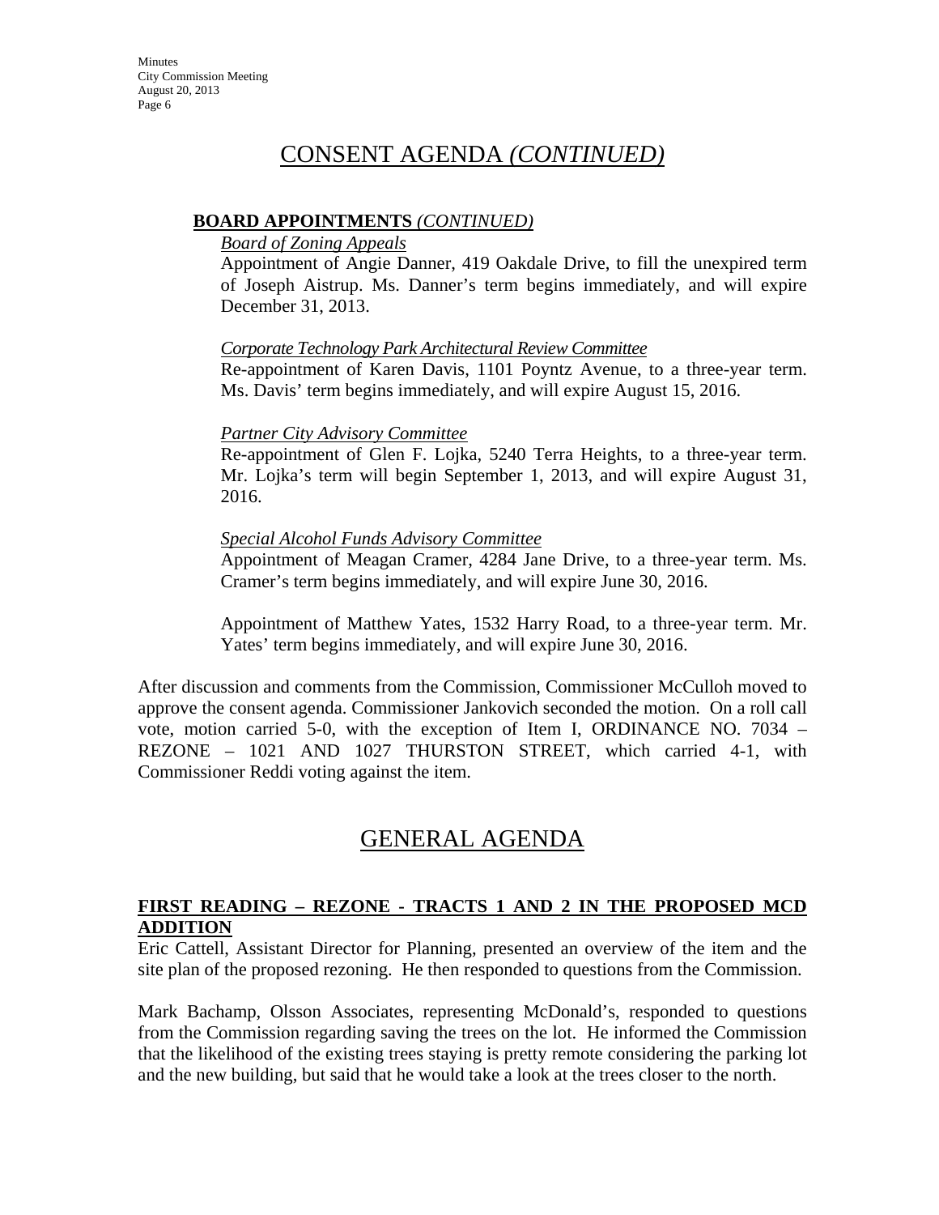# CONSENT AGENDA *(CONTINUED)*

**BOARD APPOINTMENTS** *(CONTINUED)*

*Board of Zoning Appeals*

Appointment of Angie Danner, 419 Oakdale Drive, to fill the unexpired term of Joseph Aistrup. Ms. Danner's term begins immediately, and will expire December 31, 2013.

*Corporate Technology Park Architectural Review Committee*

Re-appointment of Karen Davis, 1101 Poyntz Avenue, to a three-year term. Ms. Davis' term begins immediately, and will expire August 15, 2016.

*Partner City Advisory Committee*

Re-appointment of Glen F. Lojka, 5240 Terra Heights, to a three-year term. Mr. Lojka's term will begin September 1, 2013, and will expire August 31, 2016.

*Special Alcohol Funds Advisory Committee*

Appointment of Meagan Cramer, 4284 Jane Drive, to a three-year term. Ms. Cramer's term begins immediately, and will expire June 30, 2016.

Appointment of Matthew Yates, 1532 Harry Road, to a three-year term. Mr. Yates' term begins immediately, and will expire June 30, 2016.

After discussion and comments from the Commission, Commissioner McCulloh moved to approve the consent agenda. Commissioner Jankovich seconded the motion. On a roll call vote, motion carried 5-0, with the exception of Item I, ORDINANCE NO. 7034 – REZONE – 1021 AND 1027 THURSTON STREET, which carried 4-1, with Commissioner Reddi voting against the item.

# GENERAL AGENDA

**FIRST READING – REZONE - TRACTS 1 AND 2 IN THE PROPOSED MCD ADDITION**

Eric Cattell, Assistant Director for Planning, presented an overview of the item and the site plan of the proposed rezoning. He then responded to questions from the Commission.

Mark Bachamp, Olsson Associates, representing McDonald's, responded to questions from the Commission regarding saving the trees on the lot. He informed the Commission that the likelihood of the existing trees staying is pretty remote considering the parking lot and the new building, but said that he would take a look at the trees closer to the north.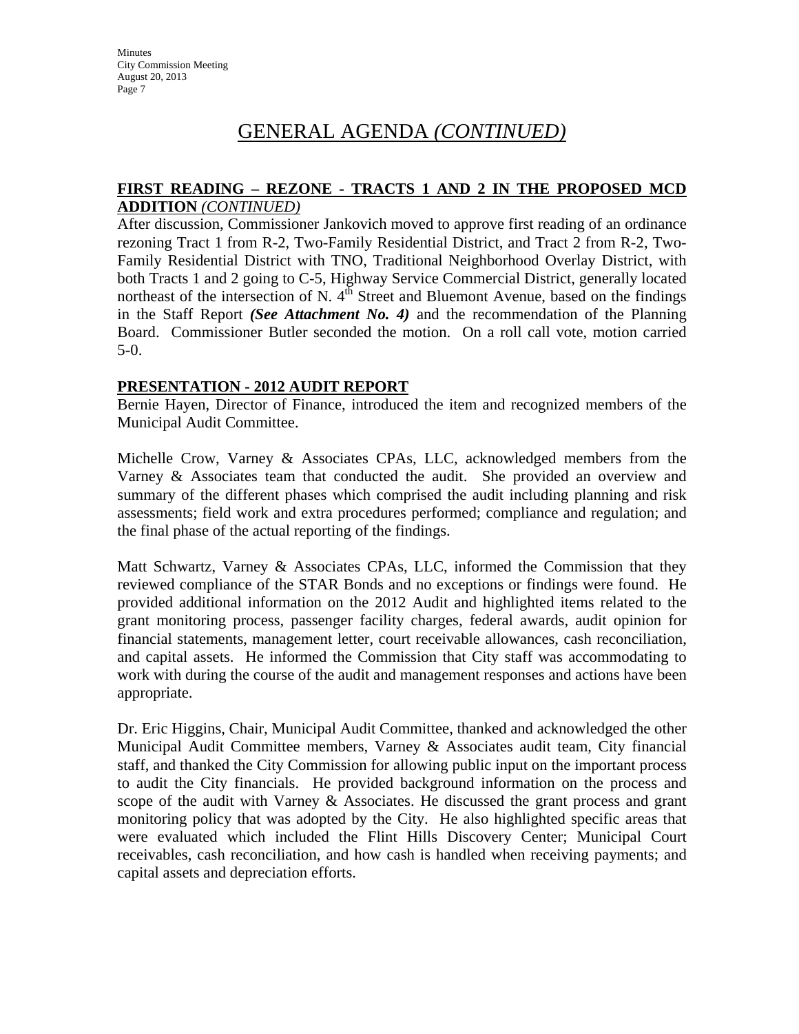# GENERAL AGENDA *(CONTINUED)*

**FIRST READING – REZONE - TRACTS 1 AND 2 IN THE PROPOSED MCD ADDITION** *(CONTINUED)*

After discussion, Commissioner Jankovich moved to approve first reading of an ordinance rezoning Tract 1 from R-2, Two-Family Residential District, and Tract 2 from R-2, Two-Family Residential District with TNO, Traditional Neighborhood Overlay District, with both Tracts 1 and 2 going to C-5, Highway Service Commercial District, generally located northeast of the intersection of N. 4th Street and Bluemont Avenue, based on the findings in the Staff Report ***(See Attachment No. 4)*** and the recommendation of the Planning Board. Commissioner Butler seconded the motion. On a roll call vote, motion carried 5-0.

**PRESENTATION - 2012 AUDIT REPORT**

Bernie Hayen, Director of Finance, introduced the item and recognized members of the Municipal Audit Committee.

Michelle Crow, Varney & Associates CPAs, LLC, acknowledged members from the Varney & Associates team that conducted the audit. She provided an overview and summary of the different phases which comprised the audit including planning and risk assessments; field work and extra procedures performed; compliance and regulation; and the final phase of the actual reporting of the findings.

Matt Schwartz, Varney & Associates CPAs, LLC, informed the Commission that they reviewed compliance of the STAR Bonds and no exceptions or findings were found. He provided additional information on the 2012 Audit and highlighted items related to the grant monitoring process, passenger facility charges, federal awards, audit opinion for financial statements, management letter, court receivable allowances, cash reconciliation, and capital assets. He informed the Commission that City staff was accommodating to work with during the course of the audit and management responses and actions have been appropriate.

Dr. Eric Higgins, Chair, Municipal Audit Committee, thanked and acknowledged the other Municipal Audit Committee members, Varney & Associates audit team, City financial staff, and thanked the City Commission for allowing public input on the important process to audit the City financials. He provided background information on the process and scope of the audit with Varney & Associates. He discussed the grant process and grant monitoring policy that was adopted by the City. He also highlighted specific areas that were evaluated which included the Flint Hills Discovery Center; Municipal Court receivables, cash reconciliation, and how cash is handled when receiving payments; and capital assets and depreciation efforts.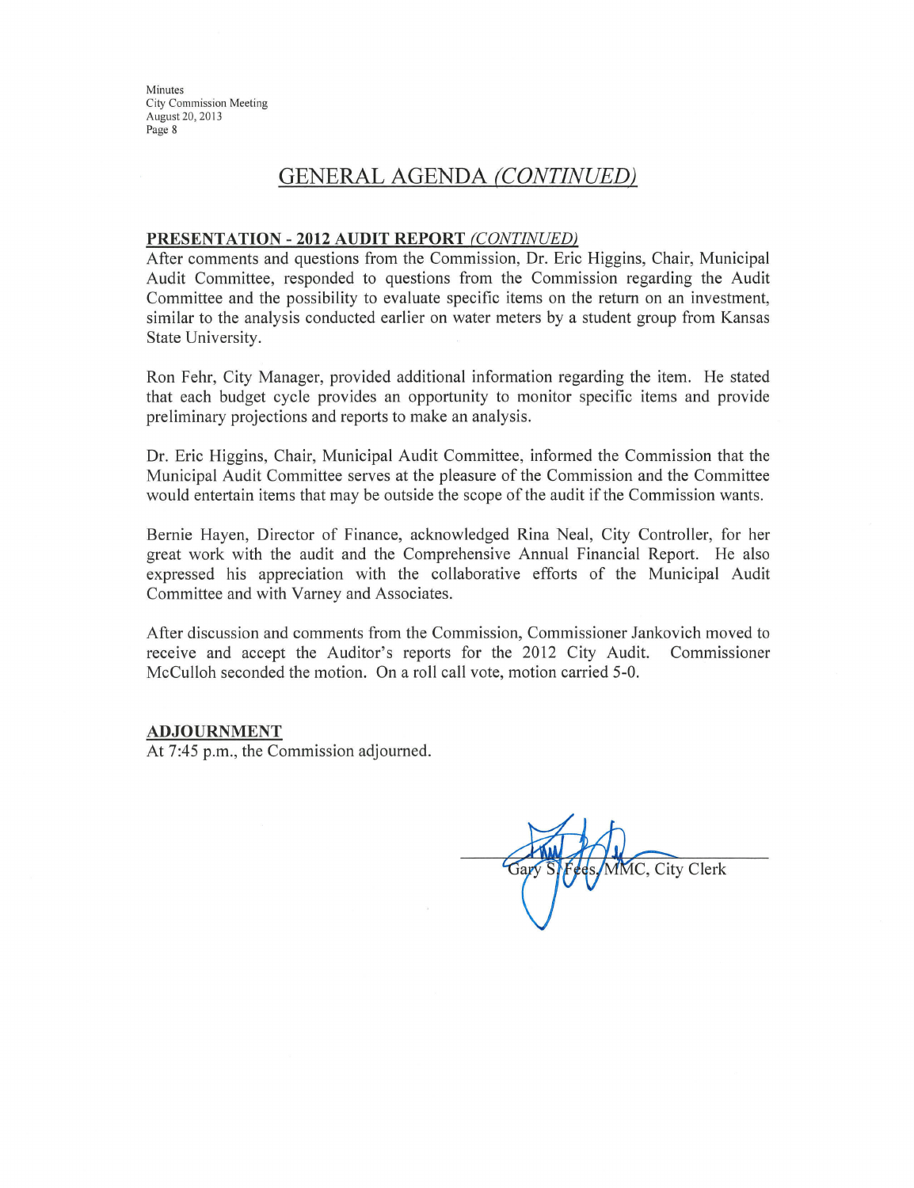## GENERAL AGENDA *(CONTINUED)*

**PRESENTATION - 2012 AUDIT REPORT** *(CONTINUED)*

After comments and questions from the Commission, Dr. Eric Higgins, Chair, Municipal Audit Committee, responded to questions from the Commission regarding the Audit Committee and the possibility to evaluate specific items on the return on an investment, similar to the analysis conducted earlier on water meters by a student group from Kansas State University.

Ron Fehr, City Manager, provided additional information regarding the item. He stated that each budget cycle provides an opportunity to monitor specific items and provide preliminary projections and reports to make an analysis.

Dr. Eric Higgins, Chair, Municipal Audit Committee, informed the Commission that the Municipal Audit Committee serves at the pleasure of the Commission and the Committee would entertain items that may be outside the scope of the audit if the Commission wants.

Bernie Hayen, Director of Finance, acknowledged Rina Neal, City Controller, for her great work with the audit and the Comprehensive Annual Financial Report. He also expressed his appreciation with the collaborative efforts of the Municipal Audit Committee and with Varney and Associates.

After discussion and comments from the Commission, Commissioner Jankovich moved to receive and accept the Auditor's reports for the 2012 City Audit. Commissioner McCulloh seconded the motion. On a roll call vote, motion carried 5-0.

**ADJOURNMENT**

At 7:45 p.m., the Commission adjourned.

Gary S. Fees, MMC, City Clerk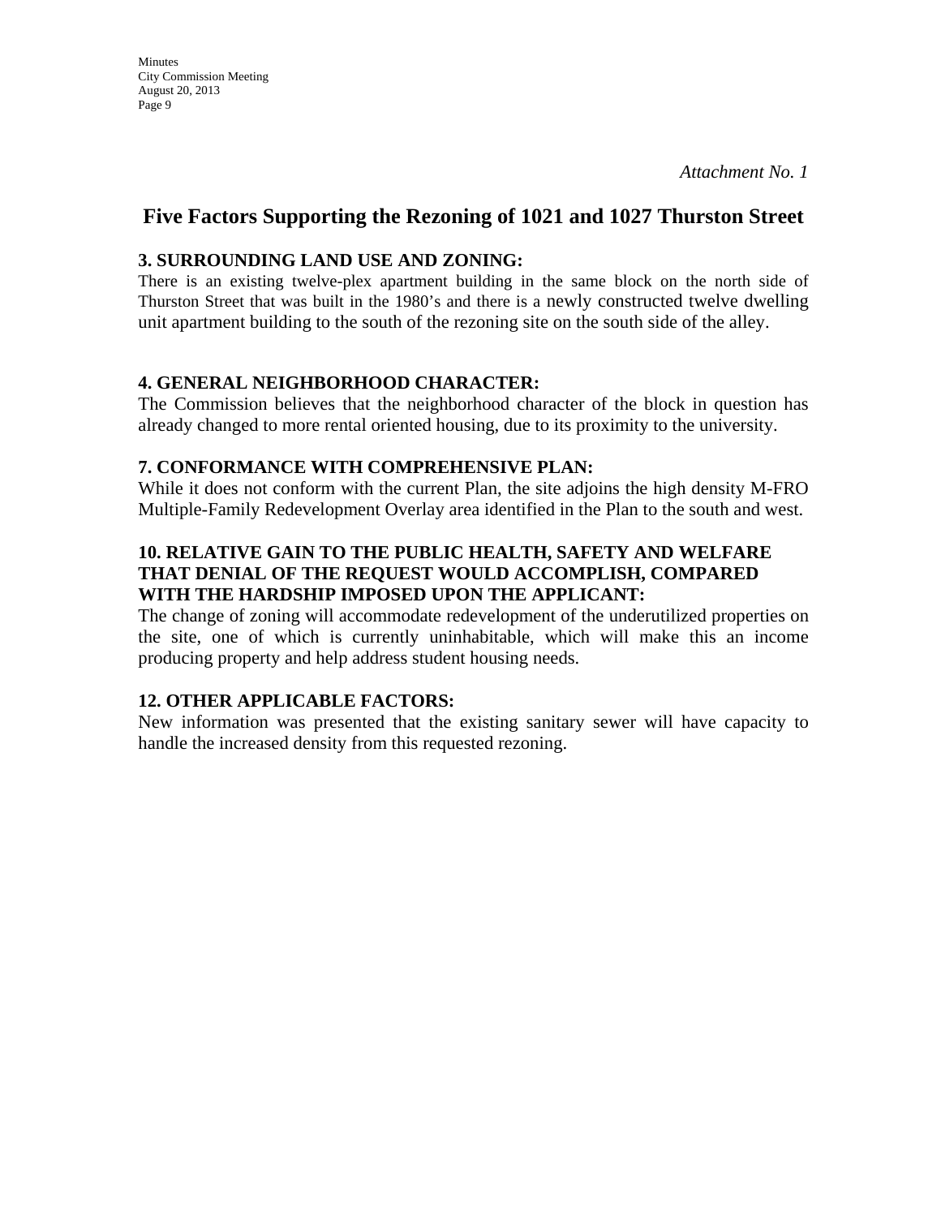*Attachment No. 1*

## Five Factors Supporting the Rezoning of 1021 and 1027 Thurston Street

### 3. SURROUNDING LAND USE AND ZONING:

There is an existing twelve-plex apartment building in the same block on the north side of Thurston Street that was built in the 1980's and there is a newly constructed twelve dwelling unit apartment building to the south of the rezoning site on the south side of the alley.

### 4. GENERAL NEIGHBORHOOD CHARACTER:

The Commission believes that the neighborhood character of the block in question has already changed to more rental oriented housing, due to its proximity to the university.

### 7. CONFORMANCE WITH COMPREHENSIVE PLAN:

While it does not conform with the current Plan, the site adjoins the high density M-FRO Multiple-Family Redevelopment Overlay area identified in the Plan to the south and west.

### 10. RELATIVE GAIN TO THE PUBLIC HEALTH, SAFETY AND WELFARE THAT DENIAL OF THE REQUEST WOULD ACCOMPLISH, COMPARED WITH THE HARDSHIP IMPOSED UPON THE APPLICANT:

The change of zoning will accommodate redevelopment of the underutilized properties on the site, one of which is currently uninhabitable, which will make this an income producing property and help address student housing needs.

### 12. OTHER APPLICABLE FACTORS:

New information was presented that the existing sanitary sewer will have capacity to handle the increased density from this requested rezoning.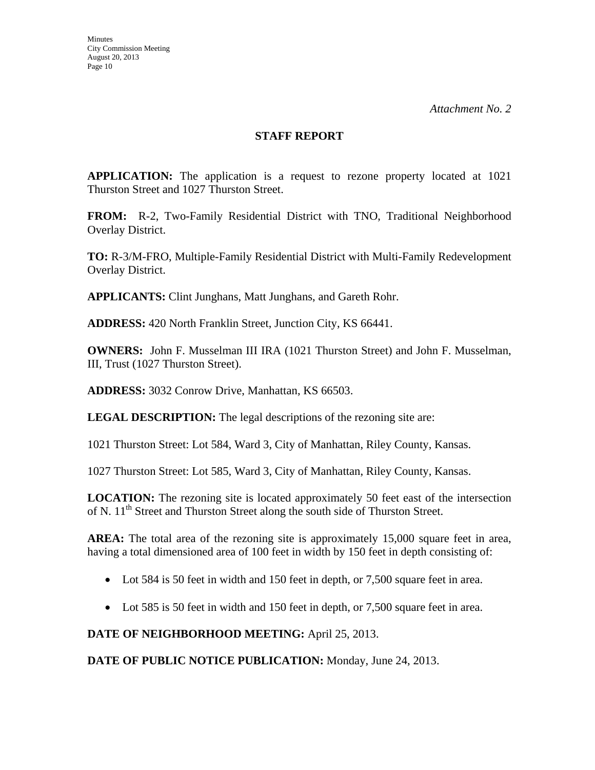*Attachment No. 2*

## STAFF REPORT

**APPLICATION:** The application is a request to rezone property located at 1021 Thurston Street and 1027 Thurston Street.

**FROM:** R-2, Two-Family Residential District with TNO, Traditional Neighborhood Overlay District.

**TO:** R-3/M-FRO, Multiple-Family Residential District with Multi-Family Redevelopment Overlay District.

**APPLICANTS:** Clint Junghans, Matt Junghans, and Gareth Rohr.

**ADDRESS:** 420 North Franklin Street, Junction City, KS 66441.

**OWNERS:** John F. Musselman III IRA (1021 Thurston Street) and John F. Musselman, III, Trust (1027 Thurston Street).

**ADDRESS:** 3032 Conrow Drive, Manhattan, KS 66503.

**LEGAL DESCRIPTION:** The legal descriptions of the rezoning site are:

1021 Thurston Street: Lot 584, Ward 3, City of Manhattan, Riley County, Kansas.

1027 Thurston Street: Lot 585, Ward 3, City of Manhattan, Riley County, Kansas.

**LOCATION:** The rezoning site is located approximately 50 feet east of the intersection of N. 11th Street and Thurston Street along the south side of Thurston Street.

**AREA:** The total area of the rezoning site is approximately 15,000 square feet in area, having a total dimensioned area of 100 feet in width by 150 feet in depth consisting of:

- Lot 584 is 50 feet in width and 150 feet in depth, or 7,500 square feet in area.
- Lot 585 is 50 feet in width and 150 feet in depth, or 7,500 square feet in area.

**DATE OF NEIGHBORHOOD MEETING:** April 25, 2013.

**DATE OF PUBLIC NOTICE PUBLICATION:** Monday, June 24, 2013.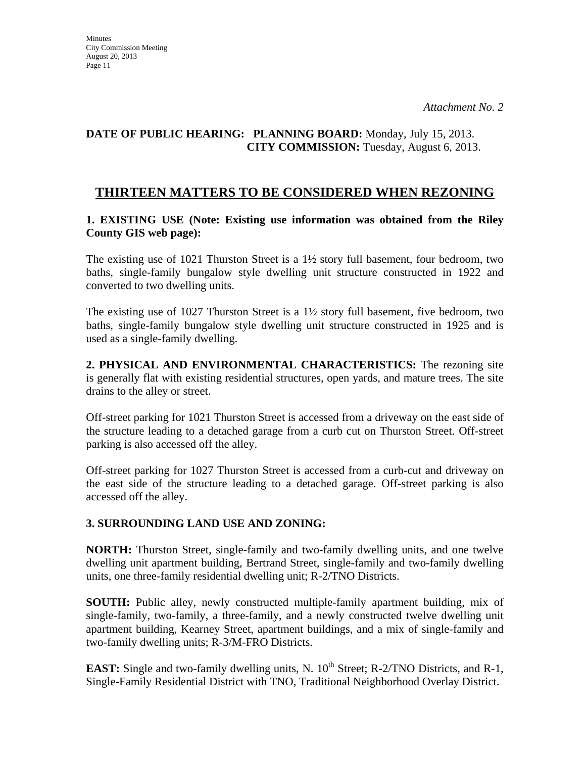*Attachment No. 2*

**DATE OF PUBLIC HEARING: PLANNING BOARD:** Monday, July 15, 2013.
**CITY COMMISSION:** Tuesday, August 6, 2013.

## THIRTEEN MATTERS TO BE CONSIDERED WHEN REZONING

**1. EXISTING USE (Note: Existing use information was obtained from the Riley County GIS web page):**

The existing use of 1021 Thurston Street is a 1½ story full basement, four bedroom, two baths, single-family bungalow style dwelling unit structure constructed in 1922 and converted to two dwelling units.

The existing use of 1027 Thurston Street is a 1½ story full basement, five bedroom, two baths, single-family bungalow style dwelling unit structure constructed in 1925 and is used as a single-family dwelling.

**2. PHYSICAL AND ENVIRONMENTAL CHARACTERISTICS:** The rezoning site is generally flat with existing residential structures, open yards, and mature trees. The site drains to the alley or street.

Off-street parking for 1021 Thurston Street is accessed from a driveway on the east side of the structure leading to a detached garage from a curb cut on Thurston Street. Off-street parking is also accessed off the alley.

Off-street parking for 1027 Thurston Street is accessed from a curb-cut and driveway on the east side of the structure leading to a detached garage. Off-street parking is also accessed off the alley.

**3. SURROUNDING LAND USE AND ZONING:**

**NORTH:** Thurston Street, single-family and two-family dwelling units, and one twelve dwelling unit apartment building, Bertrand Street, single-family and two-family dwelling units, one three-family residential dwelling unit; R-2/TNO Districts.

**SOUTH:** Public alley, newly constructed multiple-family apartment building, mix of single-family, two-family, a three-family, and a newly constructed twelve dwelling unit apartment building, Kearney Street, apartment buildings, and a mix of single-family and two-family dwelling units; R-3/M-FRO Districts.

**EAST:** Single and two-family dwelling units, N. 10th Street; R-2/TNO Districts, and R-1, Single-Family Residential District with TNO, Traditional Neighborhood Overlay District.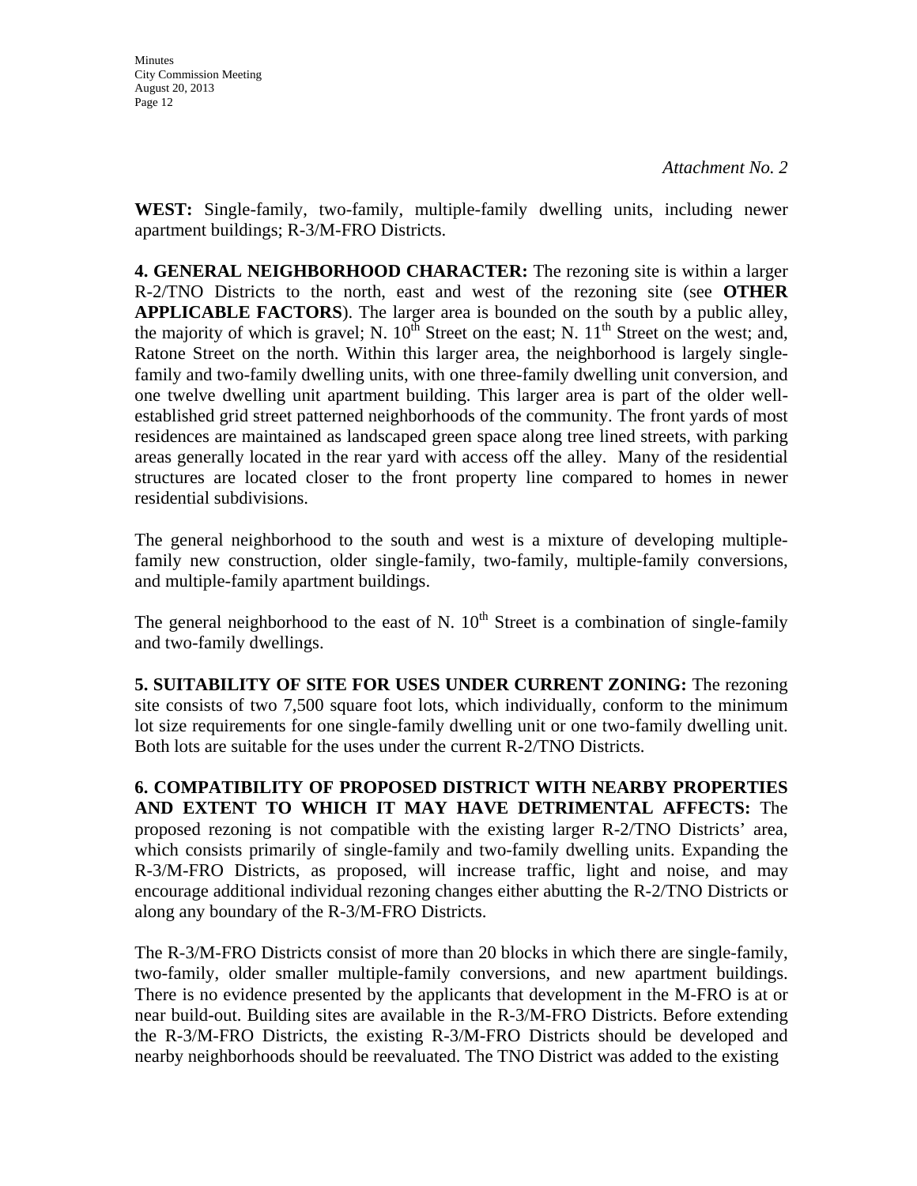*Attachment No. 2*

**WEST:** Single-family, two-family, multiple-family dwelling units, including newer apartment buildings; R-3/M-FRO Districts.

**4. GENERAL NEIGHBORHOOD CHARACTER:** The rezoning site is within a larger R-2/TNO Districts to the north, east and west of the rezoning site (see **OTHER APPLICABLE FACTORS**). The larger area is bounded on the south by a public alley, the majority of which is gravel; N. 10th Street on the east; N. 11th Street on the west; and, Ratone Street on the north. Within this larger area, the neighborhood is largely single-family and two-family dwelling units, with one three-family dwelling unit conversion, and one twelve dwelling unit apartment building. This larger area is part of the older well-established grid street patterned neighborhoods of the community. The front yards of most residences are maintained as landscaped green space along tree lined streets, with parking areas generally located in the rear yard with access off the alley. Many of the residential structures are located closer to the front property line compared to homes in newer residential subdivisions.

The general neighborhood to the south and west is a mixture of developing multiple-family new construction, older single-family, two-family, multiple-family conversions, and multiple-family apartment buildings.

The general neighborhood to the east of N. 10th Street is a combination of single-family and two-family dwellings.

**5. SUITABILITY OF SITE FOR USES UNDER CURRENT ZONING:** The rezoning site consists of two 7,500 square foot lots, which individually, conform to the minimum lot size requirements for one single-family dwelling unit or one two-family dwelling unit. Both lots are suitable for the uses under the current R-2/TNO Districts.

**6. COMPATIBILITY OF PROPOSED DISTRICT WITH NEARBY PROPERTIES AND EXTENT TO WHICH IT MAY HAVE DETRIMENTAL AFFECTS:** The proposed rezoning is not compatible with the existing larger R-2/TNO Districts' area, which consists primarily of single-family and two-family dwelling units. Expanding the R-3/M-FRO Districts, as proposed, will increase traffic, light and noise, and may encourage additional individual rezoning changes either abutting the R-2/TNO Districts or along any boundary of the R-3/M-FRO Districts.

The R-3/M-FRO Districts consist of more than 20 blocks in which there are single-family, two-family, older smaller multiple-family conversions, and new apartment buildings. There is no evidence presented by the applicants that development in the M-FRO is at or near build-out. Building sites are available in the R-3/M-FRO Districts. Before extending the R-3/M-FRO Districts, the existing R-3/M-FRO Districts should be developed and nearby neighborhoods should be reevaluated. The TNO District was added to the existing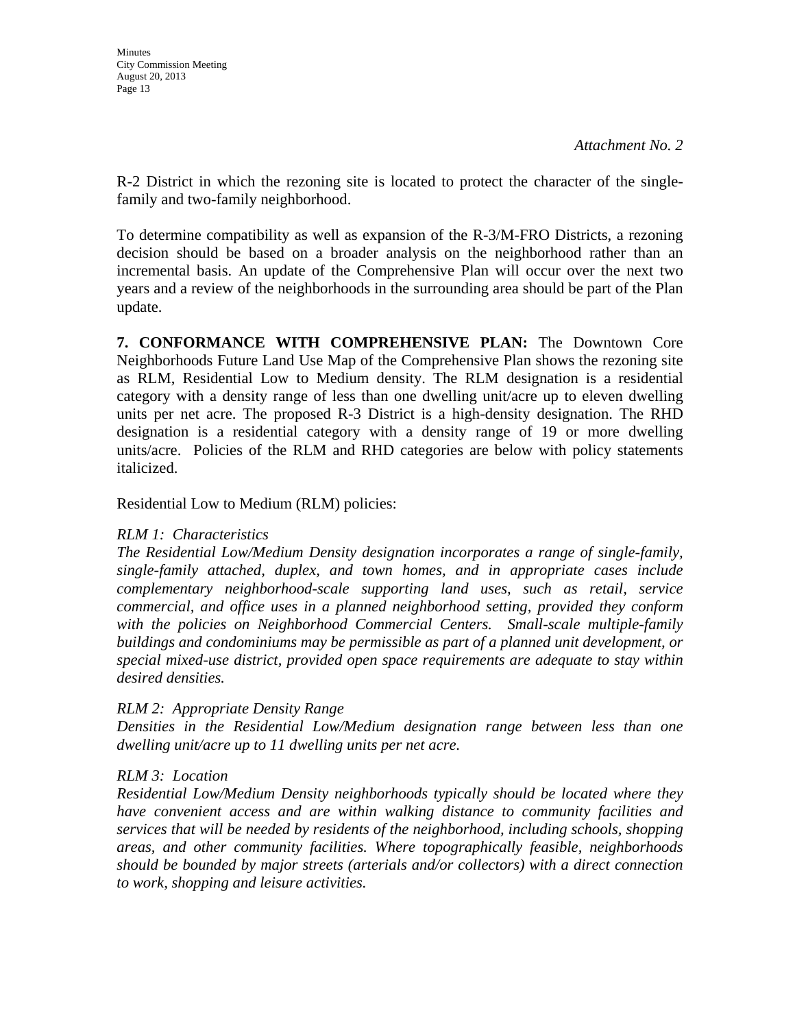*Attachment No. 2*

R-2 District in which the rezoning site is located to protect the character of the single-family and two-family neighborhood.

To determine compatibility as well as expansion of the R-3/M-FRO Districts, a rezoning decision should be based on a broader analysis on the neighborhood rather than an incremental basis. An update of the Comprehensive Plan will occur over the next two years and a review of the neighborhoods in the surrounding area should be part of the Plan update.

**7. CONFORMANCE WITH COMPREHENSIVE PLAN:** The Downtown Core Neighborhoods Future Land Use Map of the Comprehensive Plan shows the rezoning site as RLM, Residential Low to Medium density. The RLM designation is a residential category with a density range of less than one dwelling unit/acre up to eleven dwelling units per net acre. The proposed R-3 District is a high-density designation. The RHD designation is a residential category with a density range of 19 or more dwelling units/acre. Policies of the RLM and RHD categories are below with policy statements italicized.

Residential Low to Medium (RLM) policies:

*RLM 1: Characteristics*
*The Residential Low/Medium Density designation incorporates a range of single-family, single-family attached, duplex, and town homes, and in appropriate cases include complementary neighborhood-scale supporting land uses, such as retail, service commercial, and office uses in a planned neighborhood setting, provided they conform with the policies on Neighborhood Commercial Centers. Small-scale multiple-family buildings and condominiums may be permissible as part of a planned unit development, or special mixed-use district, provided open space requirements are adequate to stay within desired densities.*

*RLM 2: Appropriate Density Range*
*Densities in the Residential Low/Medium designation range between less than one dwelling unit/acre up to 11 dwelling units per net acre.*

*RLM 3: Location*
*Residential Low/Medium Density neighborhoods typically should be located where they have convenient access and are within walking distance to community facilities and services that will be needed by residents of the neighborhood, including schools, shopping areas, and other community facilities. Where topographically feasible, neighborhoods should be bounded by major streets (arterials and/or collectors) with a direct connection to work, shopping and leisure activities.*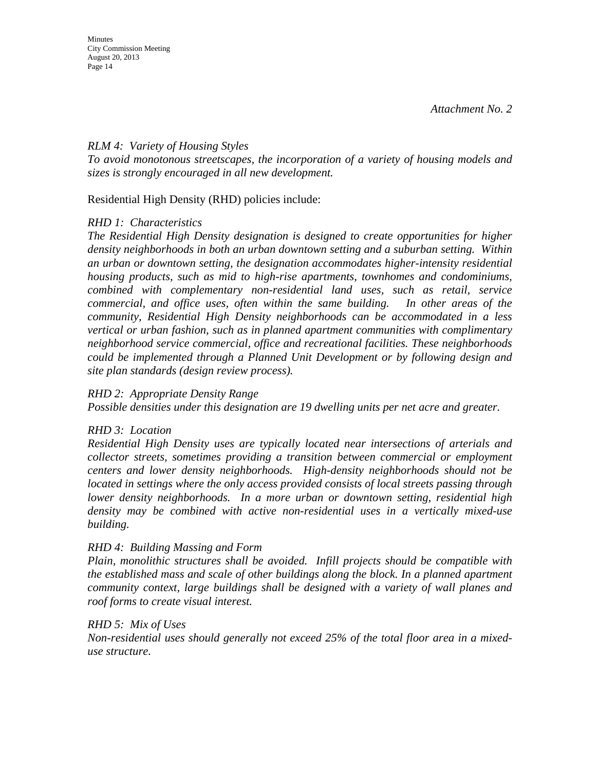*Attachment No. 2*

*RLM 4: Variety of Housing Styles*
*To avoid monotonous streetscapes, the incorporation of a variety of housing models and sizes is strongly encouraged in all new development.*

Residential High Density (RHD) policies include:

*RHD 1: Characteristics*
*The Residential High Density designation is designed to create opportunities for higher density neighborhoods in both an urban downtown setting and a suburban setting. Within an urban or downtown setting, the designation accommodates higher-intensity residential housing products, such as mid to high-rise apartments, townhomes and condominiums, combined with complementary non-residential land uses, such as retail, service commercial, and office uses, often within the same building. In other areas of the community, Residential High Density neighborhoods can be accommodated in a less vertical or urban fashion, such as in planned apartment communities with complimentary neighborhood service commercial, office and recreational facilities. These neighborhoods could be implemented through a Planned Unit Development or by following design and site plan standards (design review process).*

*RHD 2: Appropriate Density Range*
*Possible densities under this designation are 19 dwelling units per net acre and greater.*

*RHD 3: Location*
*Residential High Density uses are typically located near intersections of arterials and collector streets, sometimes providing a transition between commercial or employment centers and lower density neighborhoods. High-density neighborhoods should not be located in settings where the only access provided consists of local streets passing through lower density neighborhoods. In a more urban or downtown setting, residential high density may be combined with active non-residential uses in a vertically mixed-use building.*

*RHD 4: Building Massing and Form*
*Plain, monolithic structures shall be avoided. Infill projects should be compatible with the established mass and scale of other buildings along the block. In a planned apartment community context, large buildings shall be designed with a variety of wall planes and roof forms to create visual interest.*

*RHD 5: Mix of Uses*
*Non-residential uses should generally not exceed 25% of the total floor area in a mixed-use structure.*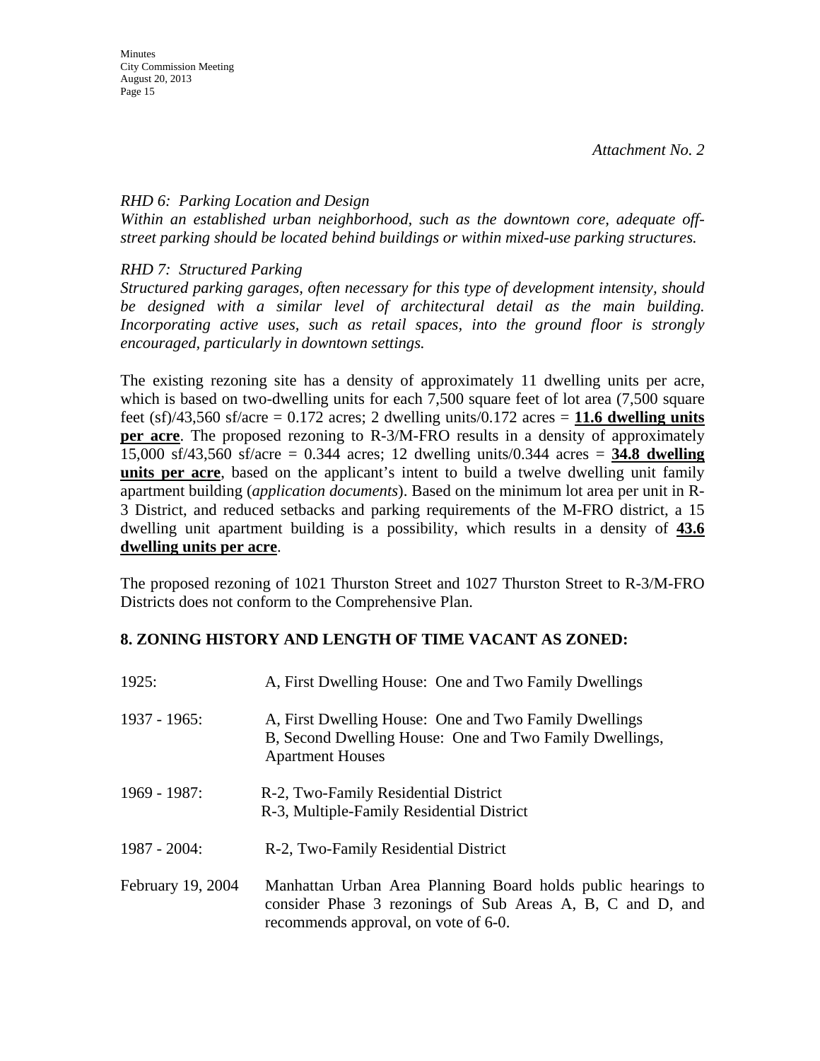*Attachment No. 2*

*RHD 6: Parking Location and Design*
*Within an established urban neighborhood, such as the downtown core, adequate off-street parking should be located behind buildings or within mixed-use parking structures.*

*RHD 7: Structured Parking*
*Structured parking garages, often necessary for this type of development intensity, should be designed with a similar level of architectural detail as the main building. Incorporating active uses, such as retail spaces, into the ground floor is strongly encouraged, particularly in downtown settings.*

The existing rezoning site has a density of approximately 11 dwelling units per acre, which is based on two-dwelling units for each 7,500 square feet of lot area (7,500 square feet (sf)/43,560 sf/acre = 0.172 acres; 2 dwelling units/0.172 acres = **11.6 dwelling units per acre**. The proposed rezoning to R-3/M-FRO results in a density of approximately 15,000 sf/43,560 sf/acre = 0.344 acres; 12 dwelling units/0.344 acres = **34.8 dwelling units per acre**, based on the applicant's intent to build a twelve dwelling unit family apartment building (*application documents*). Based on the minimum lot area per unit in R-3 District, and reduced setbacks and parking requirements of the M-FRO district, a 15 dwelling unit apartment building is a possibility, which results in a density of **43.6 dwelling units per acre**.

The proposed rezoning of 1021 Thurston Street and 1027 Thurston Street to R-3/M-FRO Districts does not conform to the Comprehensive Plan.

## 8. ZONING HISTORY AND LENGTH OF TIME VACANT AS ZONED:

| | |
|---|---|
| 1925: | A, First Dwelling House: One and Two Family Dwellings |
| 1937 - 1965: | A, First Dwelling House: One and Two Family Dwellings<br>B, Second Dwelling House: One and Two Family Dwellings, Apartment Houses |
| 1969 - 1987: | R-2, Two-Family Residential District<br>R-3, Multiple-Family Residential District |
| 1987 - 2004: | R-2, Two-Family Residential District |
| February 19, 2004 | Manhattan Urban Area Planning Board holds public hearings to consider Phase 3 rezonings of Sub Areas A, B, C and D, and recommends approval, on vote of 6-0. |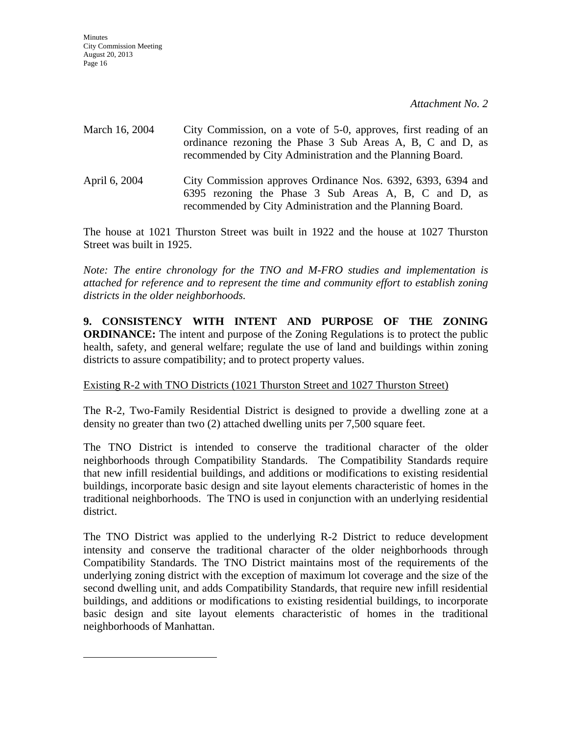*Attachment No. 2*

March 16, 2004 City Commission, on a vote of 5-0, approves, first reading of an ordinance rezoning the Phase 3 Sub Areas A, B, C and D, as recommended by City Administration and the Planning Board.

April 6, 2004 City Commission approves Ordinance Nos. 6392, 6393, 6394 and 6395 rezoning the Phase 3 Sub Areas A, B, C and D, as recommended by City Administration and the Planning Board.

The house at 1021 Thurston Street was built in 1922 and the house at 1027 Thurston Street was built in 1925.

*Note: The entire chronology for the TNO and M-FRO studies and implementation is attached for reference and to represent the time and community effort to establish zoning districts in the older neighborhoods.*

**9. CONSISTENCY WITH INTENT AND PURPOSE OF THE ZONING ORDINANCE:** The intent and purpose of the Zoning Regulations is to protect the public health, safety, and general welfare; regulate the use of land and buildings within zoning districts to assure compatibility; and to protect property values.

Existing R-2 with TNO Districts (1021 Thurston Street and 1027 Thurston Street)

The R-2, Two-Family Residential District is designed to provide a dwelling zone at a density no greater than two (2) attached dwelling units per 7,500 square feet.

The TNO District is intended to conserve the traditional character of the older neighborhoods through Compatibility Standards. The Compatibility Standards require that new infill residential buildings, and additions or modifications to existing residential buildings, incorporate basic design and site layout elements characteristic of homes in the traditional neighborhoods. The TNO is used in conjunction with an underlying residential district.

The TNO District was applied to the underlying R-2 District to reduce development intensity and conserve the traditional character of the older neighborhoods through Compatibility Standards. The TNO District maintains most of the requirements of the underlying zoning district with the exception of maximum lot coverage and the size of the second dwelling unit, and adds Compatibility Standards, that require new infill residential buildings, and additions or modifications to existing residential buildings, to incorporate basic design and site layout elements characteristic of homes in the traditional neighborhoods of Manhattan.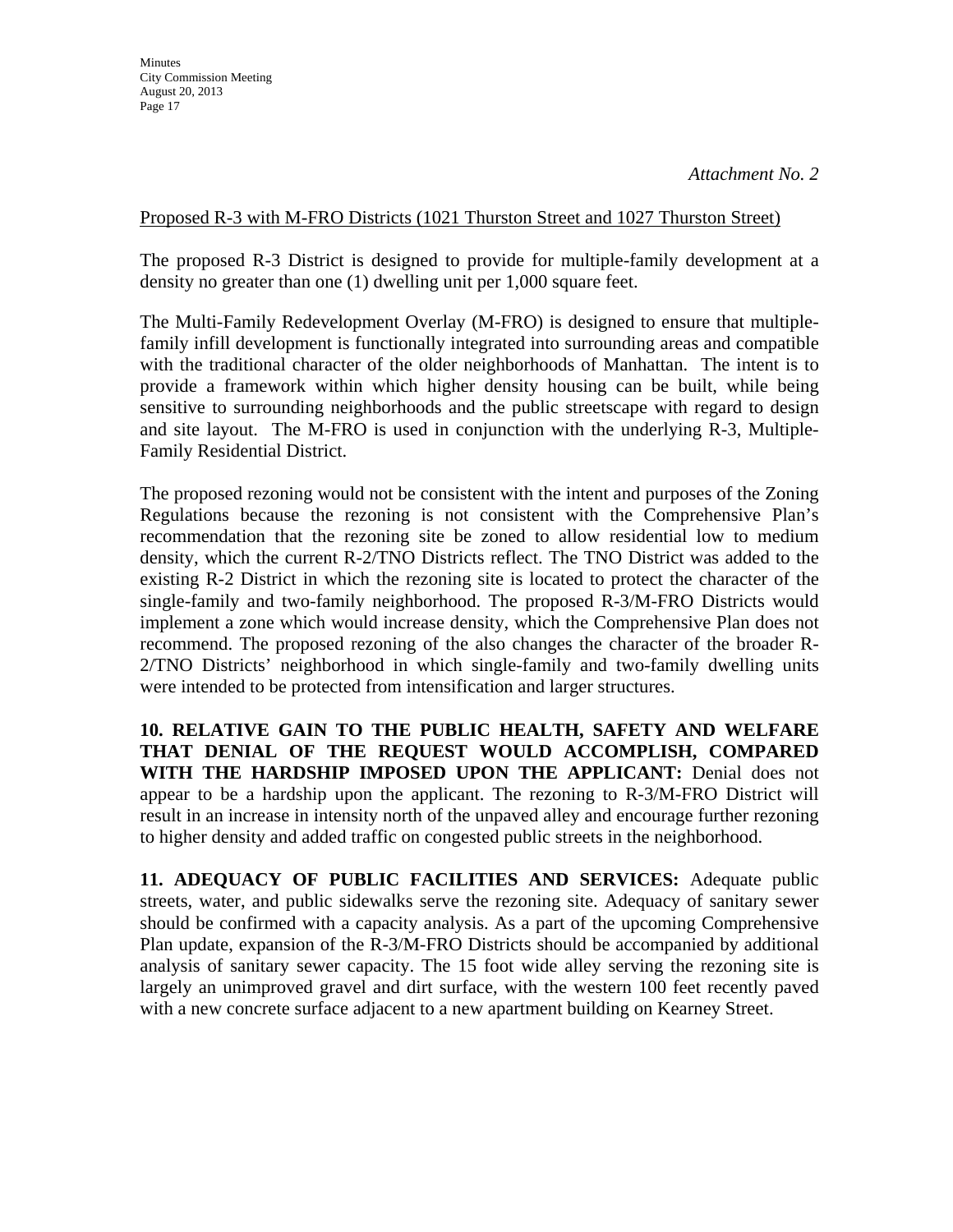*Attachment No. 2*

Proposed R-3 with M-FRO Districts (1021 Thurston Street and 1027 Thurston Street)

The proposed R-3 District is designed to provide for multiple-family development at a density no greater than one (1) dwelling unit per 1,000 square feet.

The Multi-Family Redevelopment Overlay (M-FRO) is designed to ensure that multiple-family infill development is functionally integrated into surrounding areas and compatible with the traditional character of the older neighborhoods of Manhattan. The intent is to provide a framework within which higher density housing can be built, while being sensitive to surrounding neighborhoods and the public streetscape with regard to design and site layout. The M-FRO is used in conjunction with the underlying R-3, Multiple-Family Residential District.

The proposed rezoning would not be consistent with the intent and purposes of the Zoning Regulations because the rezoning is not consistent with the Comprehensive Plan's recommendation that the rezoning site be zoned to allow residential low to medium density, which the current R-2/TNO Districts reflect. The TNO District was added to the existing R-2 District in which the rezoning site is located to protect the character of the single-family and two-family neighborhood. The proposed R-3/M-FRO Districts would implement a zone which would increase density, which the Comprehensive Plan does not recommend. The proposed rezoning of the also changes the character of the broader R-2/TNO Districts' neighborhood in which single-family and two-family dwelling units were intended to be protected from intensification and larger structures.

**10. RELATIVE GAIN TO THE PUBLIC HEALTH, SAFETY AND WELFARE THAT DENIAL OF THE REQUEST WOULD ACCOMPLISH, COMPARED WITH THE HARDSHIP IMPOSED UPON THE APPLICANT:** Denial does not appear to be a hardship upon the applicant. The rezoning to R-3/M-FRO District will result in an increase in intensity north of the unpaved alley and encourage further rezoning to higher density and added traffic on congested public streets in the neighborhood.

**11. ADEQUACY OF PUBLIC FACILITIES AND SERVICES:** Adequate public streets, water, and public sidewalks serve the rezoning site. Adequacy of sanitary sewer should be confirmed with a capacity analysis. As a part of the upcoming Comprehensive Plan update, expansion of the R-3/M-FRO Districts should be accompanied by additional analysis of sanitary sewer capacity. The 15 foot wide alley serving the rezoning site is largely an unimproved gravel and dirt surface, with the western 100 feet recently paved with a new concrete surface adjacent to a new apartment building on Kearney Street.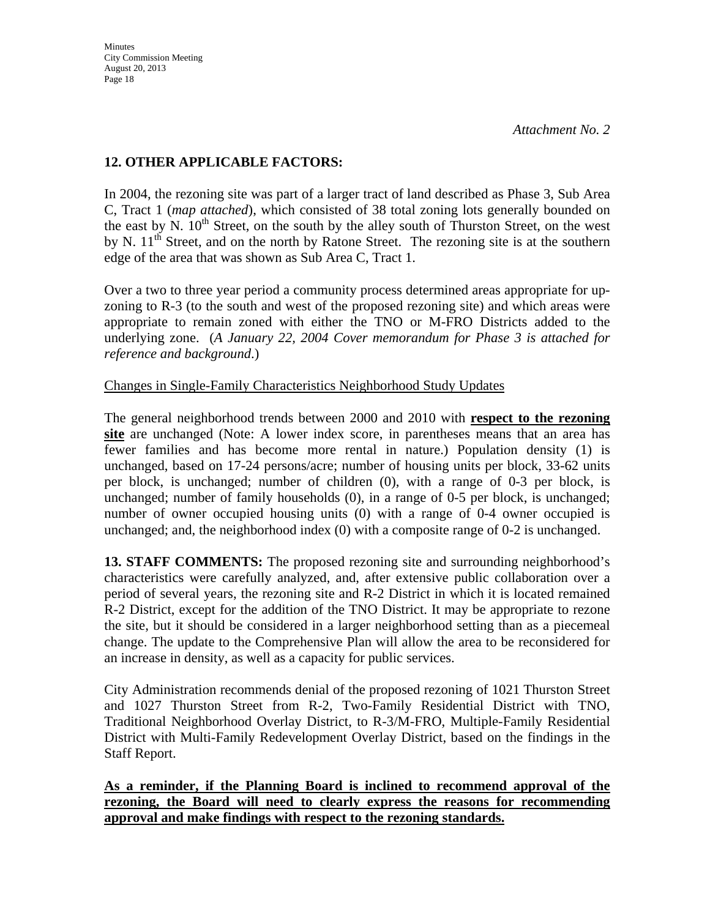*Attachment No. 2*

**12. OTHER APPLICABLE FACTORS:**

In 2004, the rezoning site was part of a larger tract of land described as Phase 3, Sub Area C, Tract 1 (*map attached*), which consisted of 38 total zoning lots generally bounded on the east by N. 10th Street, on the south by the alley south of Thurston Street, on the west by N. 11th Street, and on the north by Ratone Street. The rezoning site is at the southern edge of the area that was shown as Sub Area C, Tract 1.

Over a two to three year period a community process determined areas appropriate for up-zoning to R-3 (to the south and west of the proposed rezoning site) and which areas were appropriate to remain zoned with either the TNO or M-FRO Districts added to the underlying zone. (*A January 22, 2004 Cover memorandum for Phase 3 is attached for reference and background.*)

Changes in Single-Family Characteristics Neighborhood Study Updates

The general neighborhood trends between 2000 and 2010 with **respect to the rezoning site** are unchanged (Note: A lower index score, in parentheses means that an area has fewer families and has become more rental in nature.) Population density (1) is unchanged, based on 17-24 persons/acre; number of housing units per block, 33-62 units per block, is unchanged; number of children (0), with a range of 0-3 per block, is unchanged; number of family households (0), in a range of 0-5 per block, is unchanged; number of owner occupied housing units (0) with a range of 0-4 owner occupied is unchanged; and, the neighborhood index (0) with a composite range of 0-2 is unchanged.

**13. STAFF COMMENTS:** The proposed rezoning site and surrounding neighborhood's characteristics were carefully analyzed, and, after extensive public collaboration over a period of several years, the rezoning site and R-2 District in which it is located remained R-2 District, except for the addition of the TNO District. It may be appropriate to rezone the site, but it should be considered in a larger neighborhood setting than as a piecemeal change. The update to the Comprehensive Plan will allow the area to be reconsidered for an increase in density, as well as a capacity for public services.

City Administration recommends denial of the proposed rezoning of 1021 Thurston Street and 1027 Thurston Street from R-2, Two-Family Residential District with TNO, Traditional Neighborhood Overlay District, to R-3/M-FRO, Multiple-Family Residential District with Multi-Family Redevelopment Overlay District, based on the findings in the Staff Report.

**As a reminder, if the Planning Board is inclined to recommend approval of the rezoning, the Board will need to clearly express the reasons for recommending approval and make findings with respect to the rezoning standards.**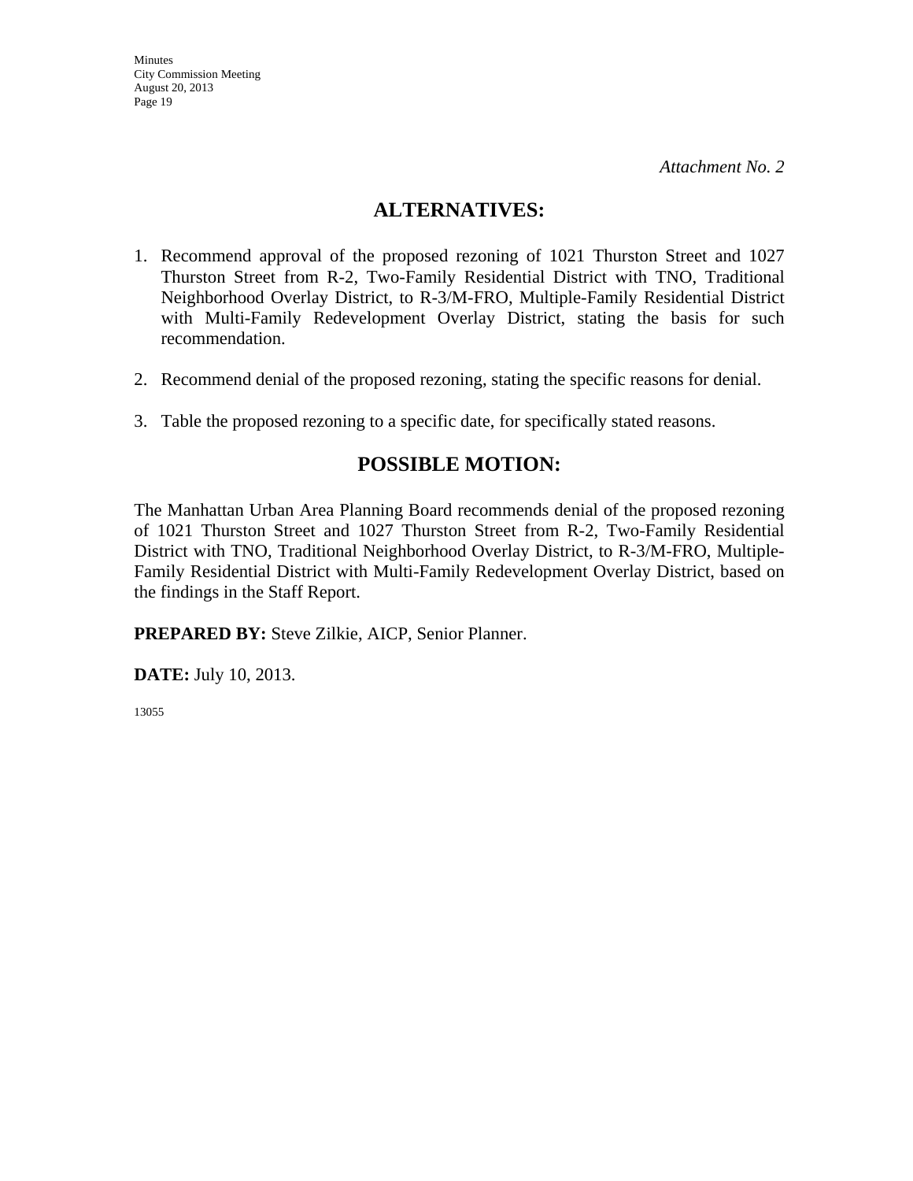*Attachment No. 2*

## ALTERNATIVES:

1. Recommend approval of the proposed rezoning of 1021 Thurston Street and 1027 Thurston Street from R-2, Two-Family Residential District with TNO, Traditional Neighborhood Overlay District, to R-3/M-FRO, Multiple-Family Residential District with Multi-Family Redevelopment Overlay District, stating the basis for such recommendation.

2. Recommend denial of the proposed rezoning, stating the specific reasons for denial.

3. Table the proposed rezoning to a specific date, for specifically stated reasons.

## POSSIBLE MOTION:

The Manhattan Urban Area Planning Board recommends denial of the proposed rezoning of 1021 Thurston Street and 1027 Thurston Street from R-2, Two-Family Residential District with TNO, Traditional Neighborhood Overlay District, to R-3/M-FRO, Multiple-Family Residential District with Multi-Family Redevelopment Overlay District, based on the findings in the Staff Report.

**PREPARED BY:** Steve Zilkie, AICP, Senior Planner.

**DATE:** July 10, 2013.

13055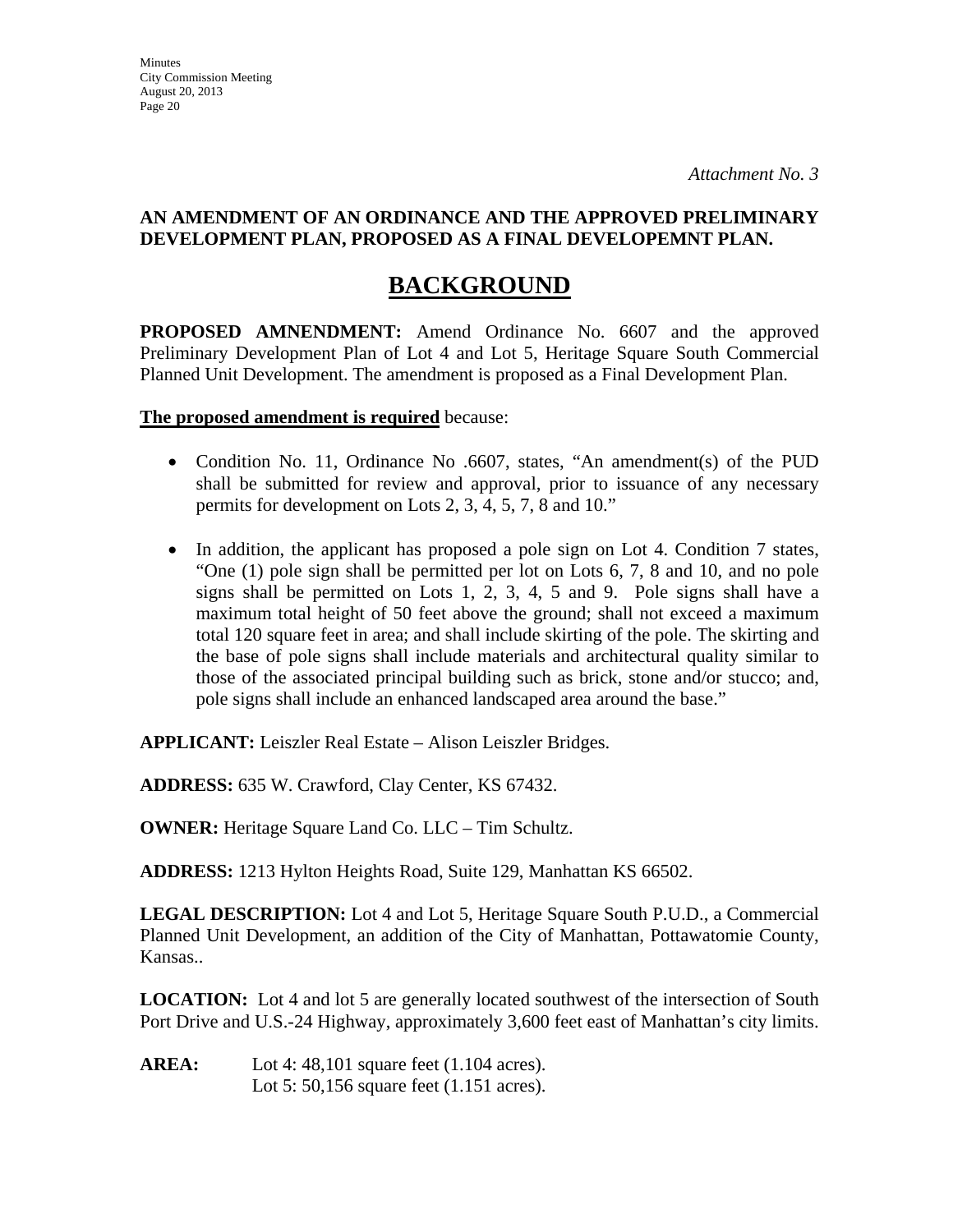*Attachment No. 3*

**AN AMENDMENT OF AN ORDINANCE AND THE APPROVED PRELIMINARY DEVELOPMENT PLAN, PROPOSED AS A FINAL DEVELOPEMNT PLAN.**

# BACKGROUND

**PROPOSED AMNENDMENT:** Amend Ordinance No. 6607 and the approved Preliminary Development Plan of Lot 4 and Lot 5, Heritage Square South Commercial Planned Unit Development. The amendment is proposed as a Final Development Plan.

**The proposed amendment is required** because:

- Condition No. 11, Ordinance No .6607, states, "An amendment(s) of the PUD shall be submitted for review and approval, prior to issuance of any necessary permits for development on Lots 2, 3, 4, 5, 7, 8 and 10."
- In addition, the applicant has proposed a pole sign on Lot 4. Condition 7 states, "One (1) pole sign shall be permitted per lot on Lots 6, 7, 8 and 10, and no pole signs shall be permitted on Lots 1, 2, 3, 4, 5 and 9. Pole signs shall have a maximum total height of 50 feet above the ground; shall not exceed a maximum total 120 square feet in area; and shall include skirting of the pole. The skirting and the base of pole signs shall include materials and architectural quality similar to those of the associated principal building such as brick, stone and/or stucco; and, pole signs shall include an enhanced landscaped area around the base."

**APPLICANT:** Leiszler Real Estate – Alison Leiszler Bridges.

**ADDRESS:** 635 W. Crawford, Clay Center, KS 67432.

**OWNER:** Heritage Square Land Co. LLC – Tim Schultz.

**ADDRESS:** 1213 Hylton Heights Road, Suite 129, Manhattan KS 66502.

**LEGAL DESCRIPTION:** Lot 4 and Lot 5, Heritage Square South P.U.D., a Commercial Planned Unit Development, an addition of the City of Manhattan, Pottawatomie County, Kansas..

**LOCATION:** Lot 4 and lot 5 are generally located southwest of the intersection of South Port Drive and U.S.-24 Highway, approximately 3,600 feet east of Manhattan's city limits.

**AREA:** Lot 4: 48,101 square feet (1.104 acres).
Lot 5: 50,156 square feet (1.151 acres).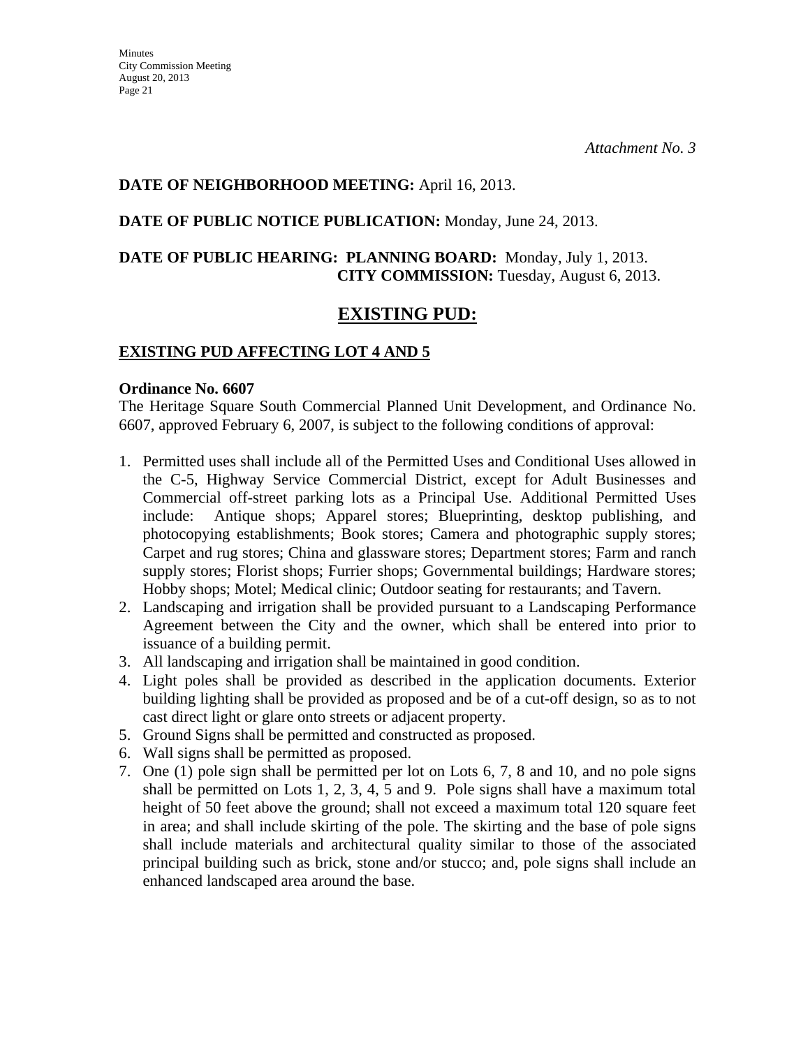*Attachment No. 3*

**DATE OF NEIGHBORHOOD MEETING:** April 16, 2013.

**DATE OF PUBLIC NOTICE PUBLICATION:** Monday, June 24, 2013.

**DATE OF PUBLIC HEARING: PLANNING BOARD:** Monday, July 1, 2013.
**CITY COMMISSION:** Tuesday, August 6, 2013.

# EXISTING PUD:

## EXISTING PUD AFFECTING LOT 4 AND 5

**Ordinance No. 6607**

The Heritage Square South Commercial Planned Unit Development, and Ordinance No. 6607, approved February 6, 2007, is subject to the following conditions of approval:

1. Permitted uses shall include all of the Permitted Uses and Conditional Uses allowed in the C-5, Highway Service Commercial District, except for Adult Businesses and Commercial off-street parking lots as a Principal Use. Additional Permitted Uses include: Antique shops; Apparel stores; Blueprinting, desktop publishing, and photocopying establishments; Book stores; Camera and photographic supply stores; Carpet and rug stores; China and glassware stores; Department stores; Farm and ranch supply stores; Florist shops; Furrier shops; Governmental buildings; Hardware stores; Hobby shops; Motel; Medical clinic; Outdoor seating for restaurants; and Tavern.
2. Landscaping and irrigation shall be provided pursuant to a Landscaping Performance Agreement between the City and the owner, which shall be entered into prior to issuance of a building permit.
3. All landscaping and irrigation shall be maintained in good condition.
4. Light poles shall be provided as described in the application documents. Exterior building lighting shall be provided as proposed and be of a cut-off design, so as to not cast direct light or glare onto streets or adjacent property.
5. Ground Signs shall be permitted and constructed as proposed.
6. Wall signs shall be permitted as proposed.
7. One (1) pole sign shall be permitted per lot on Lots 6, 7, 8 and 10, and no pole signs shall be permitted on Lots 1, 2, 3, 4, 5 and 9. Pole signs shall have a maximum total height of 50 feet above the ground; shall not exceed a maximum total 120 square feet in area; and shall include skirting of the pole. The skirting and the base of pole signs shall include materials and architectural quality similar to those of the associated principal building such as brick, stone and/or stucco; and, pole signs shall include an enhanced landscaped area around the base.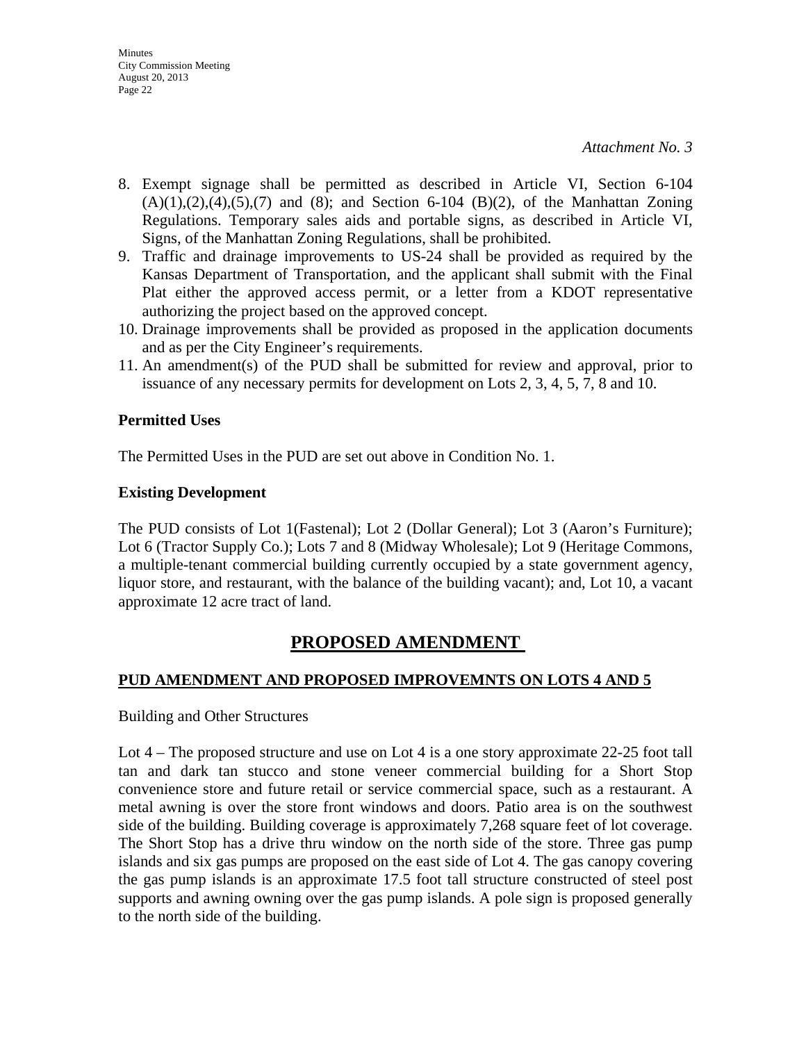*Attachment No. 3*

8. Exempt signage shall be permitted as described in Article VI, Section 6-104 (A)(1),(2),(4),(5),(7) and (8); and Section 6-104 (B)(2), of the Manhattan Zoning Regulations. Temporary sales aids and portable signs, as described in Article VI, Signs, of the Manhattan Zoning Regulations, shall be prohibited.
9. Traffic and drainage improvements to US-24 shall be provided as required by the Kansas Department of Transportation, and the applicant shall submit with the Final Plat either the approved access permit, or a letter from a KDOT representative authorizing the project based on the approved concept.
10. Drainage improvements shall be provided as proposed in the application documents and as per the City Engineer's requirements.
11. An amendment(s) of the PUD shall be submitted for review and approval, prior to issuance of any necessary permits for development on Lots 2, 3, 4, 5, 7, 8 and 10.

**Permitted Uses**

The Permitted Uses in the PUD are set out above in Condition No. 1.

**Existing Development**

The PUD consists of Lot 1(Fastenal); Lot 2 (Dollar General); Lot 3 (Aaron's Furniture); Lot 6 (Tractor Supply Co.); Lots 7 and 8 (Midway Wholesale); Lot 9 (Heritage Commons, a multiple-tenant commercial building currently occupied by a state government agency, liquor store, and restaurant, with the balance of the building vacant); and, Lot 10, a vacant approximate 12 acre tract of land.

# PROPOSED AMENDMENT

## PUD AMENDMENT AND PROPOSED IMPROVEMNTS ON LOTS 4 AND 5

Building and Other Structures

Lot 4 – The proposed structure and use on Lot 4 is a one story approximate 22-25 foot tall tan and dark tan stucco and stone veneer commercial building for a Short Stop convenience store and future retail or service commercial space, such as a restaurant. A metal awning is over the store front windows and doors. Patio area is on the southwest side of the building. Building coverage is approximately 7,268 square feet of lot coverage. The Short Stop has a drive thru window on the north side of the store. Three gas pump islands and six gas pumps are proposed on the east side of Lot 4. The gas canopy covering the gas pump islands is an approximate 17.5 foot tall structure constructed of steel post supports and awning owning over the gas pump islands. A pole sign is proposed generally to the north side of the building.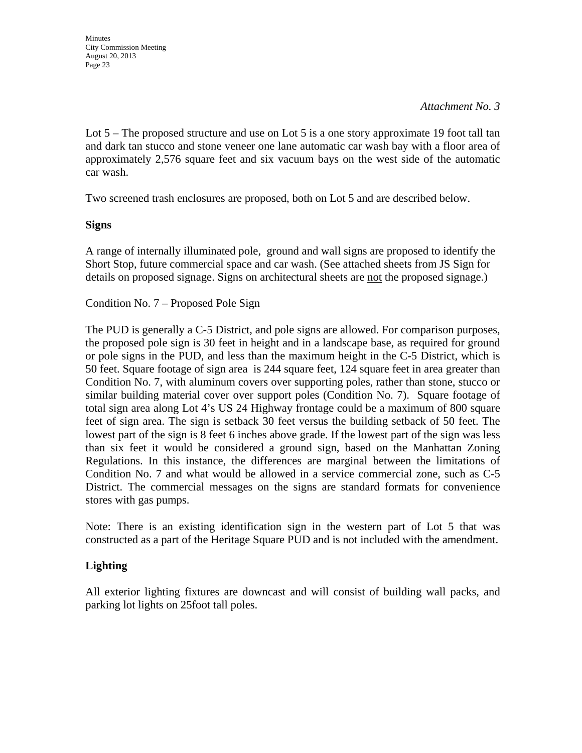*Attachment No. 3*

Lot 5 – The proposed structure and use on Lot 5 is a one story approximate 19 foot tall tan and dark tan stucco and stone veneer one lane automatic car wash bay with a floor area of approximately 2,576 square feet and six vacuum bays on the west side of the automatic car wash.

Two screened trash enclosures are proposed, both on Lot 5 and are described below.

**Signs**

A range of internally illuminated pole, ground and wall signs are proposed to identify the Short Stop, future commercial space and car wash. (See attached sheets from JS Sign for details on proposed signage. Signs on architectural sheets are not the proposed signage.)

Condition No. 7 – Proposed Pole Sign

The PUD is generally a C-5 District, and pole signs are allowed. For comparison purposes, the proposed pole sign is 30 feet in height and in a landscape base, as required for ground or pole signs in the PUD, and less than the maximum height in the C-5 District, which is 50 feet. Square footage of sign area is 244 square feet, 124 square feet in area greater than Condition No. 7, with aluminum covers over supporting poles, rather than stone, stucco or similar building material cover over support poles (Condition No. 7). Square footage of total sign area along Lot 4's US 24 Highway frontage could be a maximum of 800 square feet of sign area. The sign is setback 30 feet versus the building setback of 50 feet. The lowest part of the sign is 8 feet 6 inches above grade. If the lowest part of the sign was less than six feet it would be considered a ground sign, based on the Manhattan Zoning Regulations. In this instance, the differences are marginal between the limitations of Condition No. 7 and what would be allowed in a service commercial zone, such as C-5 District. The commercial messages on the signs are standard formats for convenience stores with gas pumps.

Note: There is an existing identification sign in the western part of Lot 5 that was constructed as a part of the Heritage Square PUD and is not included with the amendment.

**Lighting**

All exterior lighting fixtures are downcast and will consist of building wall packs, and parking lot lights on 25foot tall poles.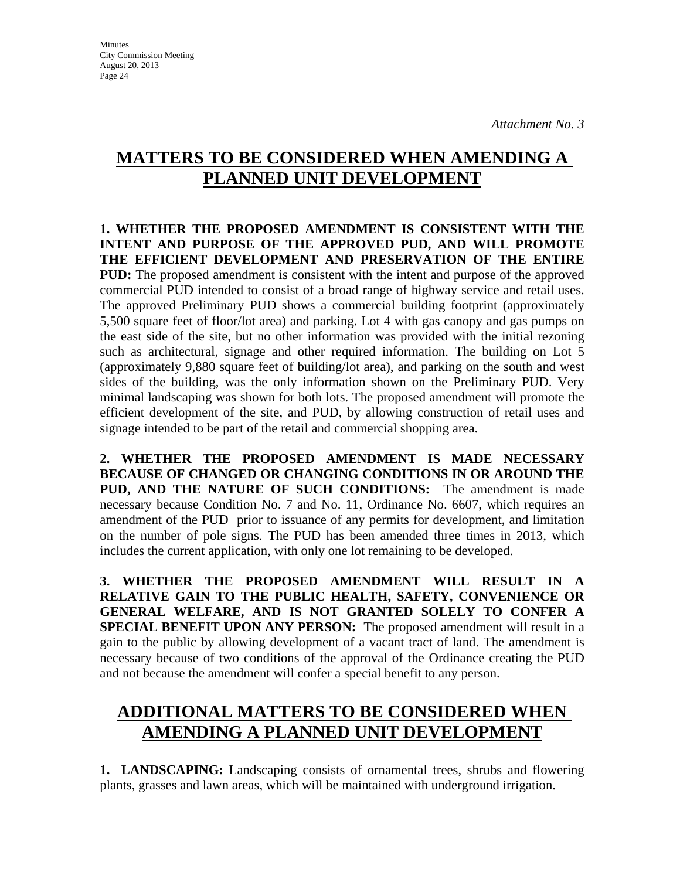*Attachment No. 3*

# MATTERS TO BE CONSIDERED WHEN AMENDING A PLANNED UNIT DEVELOPMENT

**1. WHETHER THE PROPOSED AMENDMENT IS CONSISTENT WITH THE INTENT AND PURPOSE OF THE APPROVED PUD, AND WILL PROMOTE THE EFFICIENT DEVELOPMENT AND PRESERVATION OF THE ENTIRE PUD:** The proposed amendment is consistent with the intent and purpose of the approved commercial PUD intended to consist of a broad range of highway service and retail uses. The approved Preliminary PUD shows a commercial building footprint (approximately 5,500 square feet of floor/lot area) and parking. Lot 4 with gas canopy and gas pumps on the east side of the site, but no other information was provided with the initial rezoning such as architectural, signage and other required information. The building on Lot 5 (approximately 9,880 square feet of building/lot area), and parking on the south and west sides of the building, was the only information shown on the Preliminary PUD. Very minimal landscaping was shown for both lots. The proposed amendment will promote the efficient development of the site, and PUD, by allowing construction of retail uses and signage intended to be part of the retail and commercial shopping area.

**2. WHETHER THE PROPOSED AMENDMENT IS MADE NECESSARY BECAUSE OF CHANGED OR CHANGING CONDITIONS IN OR AROUND THE PUD, AND THE NATURE OF SUCH CONDITIONS:** The amendment is made necessary because Condition No. 7 and No. 11, Ordinance No. 6607, which requires an amendment of the PUD prior to issuance of any permits for development, and limitation on the number of pole signs. The PUD has been amended three times in 2013, which includes the current application, with only one lot remaining to be developed.

**3. WHETHER THE PROPOSED AMENDMENT WILL RESULT IN A RELATIVE GAIN TO THE PUBLIC HEALTH, SAFETY, CONVENIENCE OR GENERAL WELFARE, AND IS NOT GRANTED SOLELY TO CONFER A SPECIAL BENEFIT UPON ANY PERSON:** The proposed amendment will result in a gain to the public by allowing development of a vacant tract of land. The amendment is necessary because of two conditions of the approval of the Ordinance creating the PUD and not because the amendment will confer a special benefit to any person.

# ADDITIONAL MATTERS TO BE CONSIDERED WHEN AMENDING A PLANNED UNIT DEVELOPMENT

**1. LANDSCAPING:** Landscaping consists of ornamental trees, shrubs and flowering plants, grasses and lawn areas, which will be maintained with underground irrigation.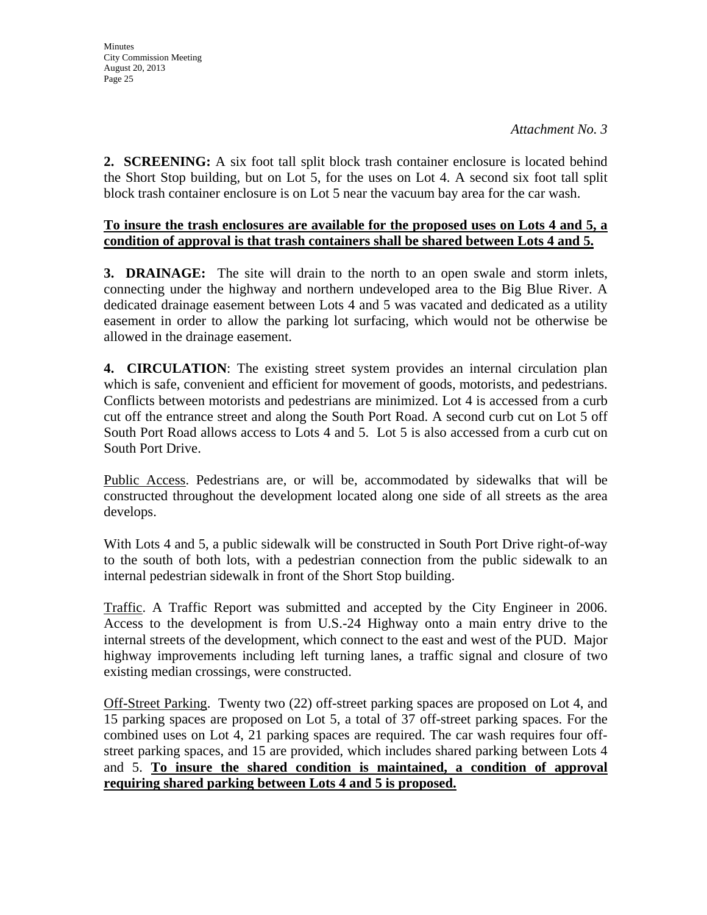*Attachment No. 3*

**2. SCREENING:** A six foot tall split block trash container enclosure is located behind the Short Stop building, but on Lot 5, for the uses on Lot 4. A second six foot tall split block trash container enclosure is on Lot 5 near the vacuum bay area for the car wash.

**To insure the trash enclosures are available for the proposed uses on Lots 4 and 5, a condition of approval is that trash containers shall be shared between Lots 4 and 5.**

**3. DRAINAGE:** The site will drain to the north to an open swale and storm inlets, connecting under the highway and northern undeveloped area to the Big Blue River. A dedicated drainage easement between Lots 4 and 5 was vacated and dedicated as a utility easement in order to allow the parking lot surfacing, which would not be otherwise be allowed in the drainage easement.

**4. CIRCULATION**: The existing street system provides an internal circulation plan which is safe, convenient and efficient for movement of goods, motorists, and pedestrians. Conflicts between motorists and pedestrians are minimized. Lot 4 is accessed from a curb cut off the entrance street and along the South Port Road. A second curb cut on Lot 5 off South Port Road allows access to Lots 4 and 5. Lot 5 is also accessed from a curb cut on South Port Drive.

Public Access. Pedestrians are, or will be, accommodated by sidewalks that will be constructed throughout the development located along one side of all streets as the area develops.

With Lots 4 and 5, a public sidewalk will be constructed in South Port Drive right-of-way to the south of both lots, with a pedestrian connection from the public sidewalk to an internal pedestrian sidewalk in front of the Short Stop building.

Traffic. A Traffic Report was submitted and accepted by the City Engineer in 2006. Access to the development is from U.S.-24 Highway onto a main entry drive to the internal streets of the development, which connect to the east and west of the PUD. Major highway improvements including left turning lanes, a traffic signal and closure of two existing median crossings, were constructed.

Off-Street Parking. Twenty two (22) off-street parking spaces are proposed on Lot 4, and 15 parking spaces are proposed on Lot 5, a total of 37 off-street parking spaces. For the combined uses on Lot 4, 21 parking spaces are required. The car wash requires four off-street parking spaces, and 15 are provided, which includes shared parking between Lots 4 and 5. **To insure the shared condition is maintained, a condition of approval requiring shared parking between Lots 4 and 5 is proposed.**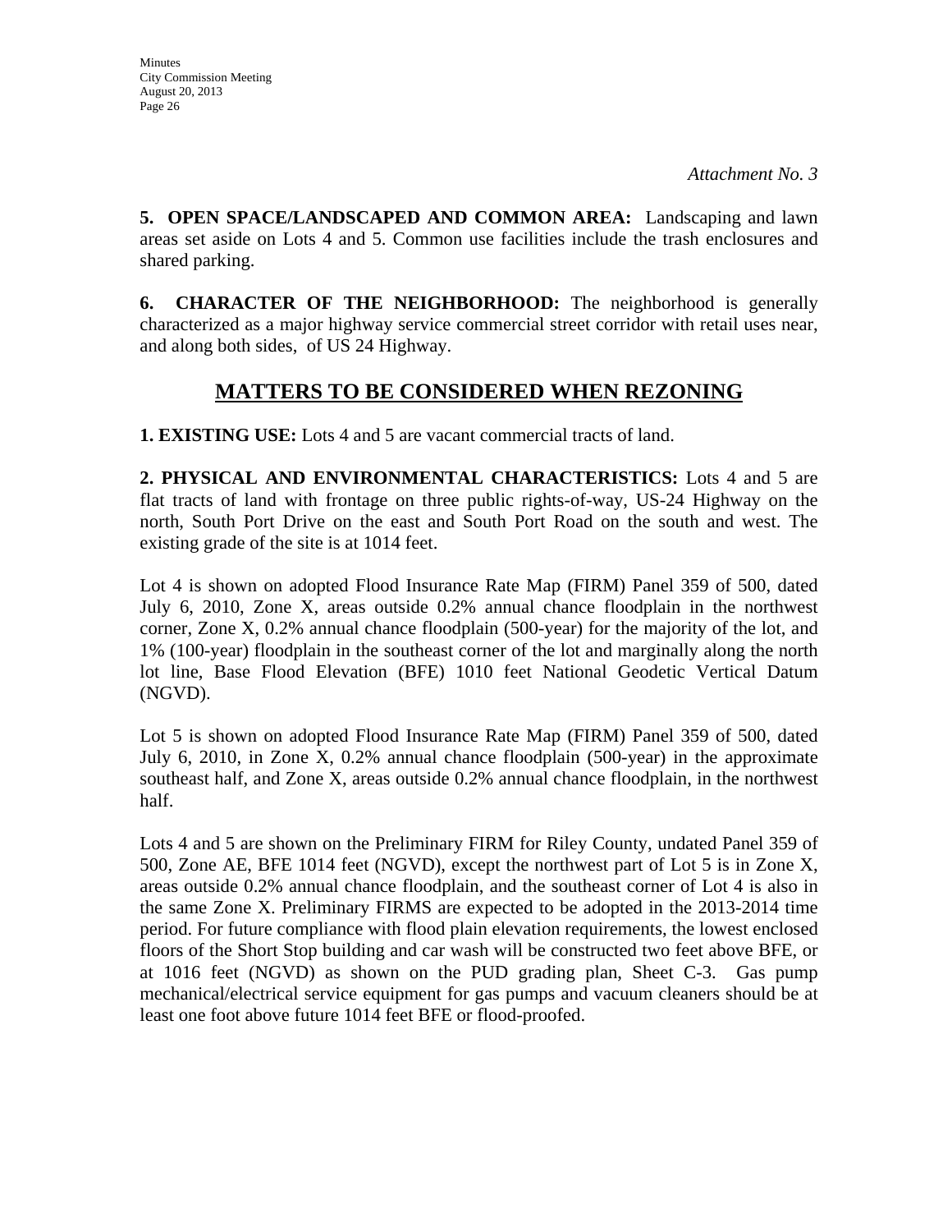*Attachment No. 3*

**5. OPEN SPACE/LANDSCAPED AND COMMON AREA:** Landscaping and lawn areas set aside on Lots 4 and 5. Common use facilities include the trash enclosures and shared parking.

**6. CHARACTER OF THE NEIGHBORHOOD:** The neighborhood is generally characterized as a major highway service commercial street corridor with retail uses near, and along both sides, of US 24 Highway.

## MATTERS TO BE CONSIDERED WHEN REZONING

**1. EXISTING USE:** Lots 4 and 5 are vacant commercial tracts of land.

**2. PHYSICAL AND ENVIRONMENTAL CHARACTERISTICS:** Lots 4 and 5 are flat tracts of land with frontage on three public rights-of-way, US-24 Highway on the north, South Port Drive on the east and South Port Road on the south and west. The existing grade of the site is at 1014 feet.

Lot 4 is shown on adopted Flood Insurance Rate Map (FIRM) Panel 359 of 500, dated July 6, 2010, Zone X, areas outside 0.2% annual chance floodplain in the northwest corner, Zone X, 0.2% annual chance floodplain (500-year) for the majority of the lot, and 1% (100-year) floodplain in the southeast corner of the lot and marginally along the north lot line, Base Flood Elevation (BFE) 1010 feet National Geodetic Vertical Datum (NGVD).

Lot 5 is shown on adopted Flood Insurance Rate Map (FIRM) Panel 359 of 500, dated July 6, 2010, in Zone X, 0.2% annual chance floodplain (500-year) in the approximate southeast half, and Zone X, areas outside 0.2% annual chance floodplain, in the northwest half.

Lots 4 and 5 are shown on the Preliminary FIRM for Riley County, undated Panel 359 of 500, Zone AE, BFE 1014 feet (NGVD), except the northwest part of Lot 5 is in Zone X, areas outside 0.2% annual chance floodplain, and the southeast corner of Lot 4 is also in the same Zone X. Preliminary FIRMS are expected to be adopted in the 2013-2014 time period. For future compliance with flood plain elevation requirements, the lowest enclosed floors of the Short Stop building and car wash will be constructed two feet above BFE, or at 1016 feet (NGVD) as shown on the PUD grading plan, Sheet C-3. Gas pump mechanical/electrical service equipment for gas pumps and vacuum cleaners should be at least one foot above future 1014 feet BFE or flood-proofed.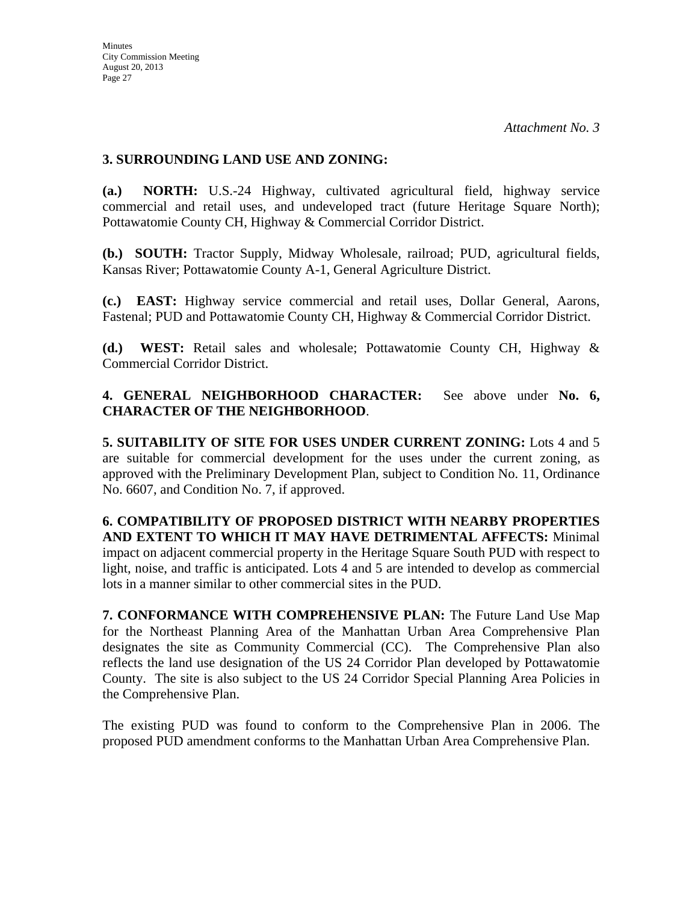*Attachment No. 3*

**3. SURROUNDING LAND USE AND ZONING:**

**(a.) NORTH:** U.S.-24 Highway, cultivated agricultural field, highway service commercial and retail uses, and undeveloped tract (future Heritage Square North); Pottawatomie County CH, Highway & Commercial Corridor District.

**(b.) SOUTH:** Tractor Supply, Midway Wholesale, railroad; PUD, agricultural fields, Kansas River; Pottawatomie County A-1, General Agriculture District.

**(c.) EAST:** Highway service commercial and retail uses, Dollar General, Aarons, Fastenal; PUD and Pottawatomie County CH, Highway & Commercial Corridor District.

**(d.) WEST:** Retail sales and wholesale; Pottawatomie County CH, Highway & Commercial Corridor District.

**4. GENERAL NEIGHBORHOOD CHARACTER:** See above under **No. 6, CHARACTER OF THE NEIGHBORHOOD**.

**5. SUITABILITY OF SITE FOR USES UNDER CURRENT ZONING:** Lots 4 and 5 are suitable for commercial development for the uses under the current zoning, as approved with the Preliminary Development Plan, subject to Condition No. 11, Ordinance No. 6607, and Condition No. 7, if approved.

**6. COMPATIBILITY OF PROPOSED DISTRICT WITH NEARBY PROPERTIES AND EXTENT TO WHICH IT MAY HAVE DETRIMENTAL AFFECTS:** Minimal impact on adjacent commercial property in the Heritage Square South PUD with respect to light, noise, and traffic is anticipated. Lots 4 and 5 are intended to develop as commercial lots in a manner similar to other commercial sites in the PUD.

**7. CONFORMANCE WITH COMPREHENSIVE PLAN:** The Future Land Use Map for the Northeast Planning Area of the Manhattan Urban Area Comprehensive Plan designates the site as Community Commercial (CC). The Comprehensive Plan also reflects the land use designation of the US 24 Corridor Plan developed by Pottawatomie County. The site is also subject to the US 24 Corridor Special Planning Area Policies in the Comprehensive Plan.

The existing PUD was found to conform to the Comprehensive Plan in 2006. The proposed PUD amendment conforms to the Manhattan Urban Area Comprehensive Plan.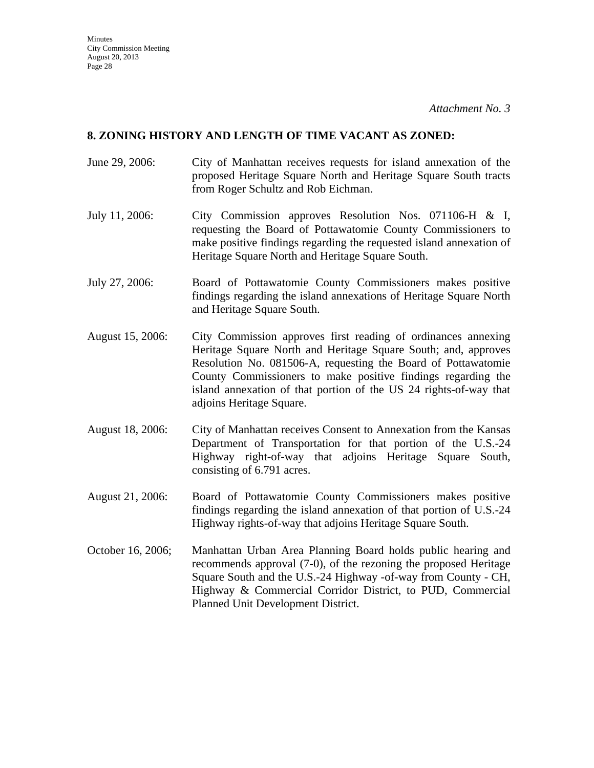*Attachment No. 3*

**8. ZONING HISTORY AND LENGTH OF TIME VACANT AS ZONED:**

June 29, 2006: City of Manhattan receives requests for island annexation of the proposed Heritage Square North and Heritage Square South tracts from Roger Schultz and Rob Eichman.

July 11, 2006: City Commission approves Resolution Nos. 071106-H & I, requesting the Board of Pottawatomie County Commissioners to make positive findings regarding the requested island annexation of Heritage Square North and Heritage Square South.

July 27, 2006: Board of Pottawatomie County Commissioners makes positive findings regarding the island annexations of Heritage Square North and Heritage Square South.

August 15, 2006: City Commission approves first reading of ordinances annexing Heritage Square North and Heritage Square South; and, approves Resolution No. 081506-A, requesting the Board of Pottawatomie County Commissioners to make positive findings regarding the island annexation of that portion of the US 24 rights-of-way that adjoins Heritage Square.

August 18, 2006: City of Manhattan receives Consent to Annexation from the Kansas Department of Transportation for that portion of the U.S.-24 Highway right-of-way that adjoins Heritage Square South, consisting of 6.791 acres.

August 21, 2006: Board of Pottawatomie County Commissioners makes positive findings regarding the island annexation of that portion of U.S.-24 Highway rights-of-way that adjoins Heritage Square South.

October 16, 2006; Manhattan Urban Area Planning Board holds public hearing and recommends approval (7-0), of the rezoning the proposed Heritage Square South and the U.S.-24 Highway -of-way from County - CH, Highway & Commercial Corridor District, to PUD, Commercial Planned Unit Development District.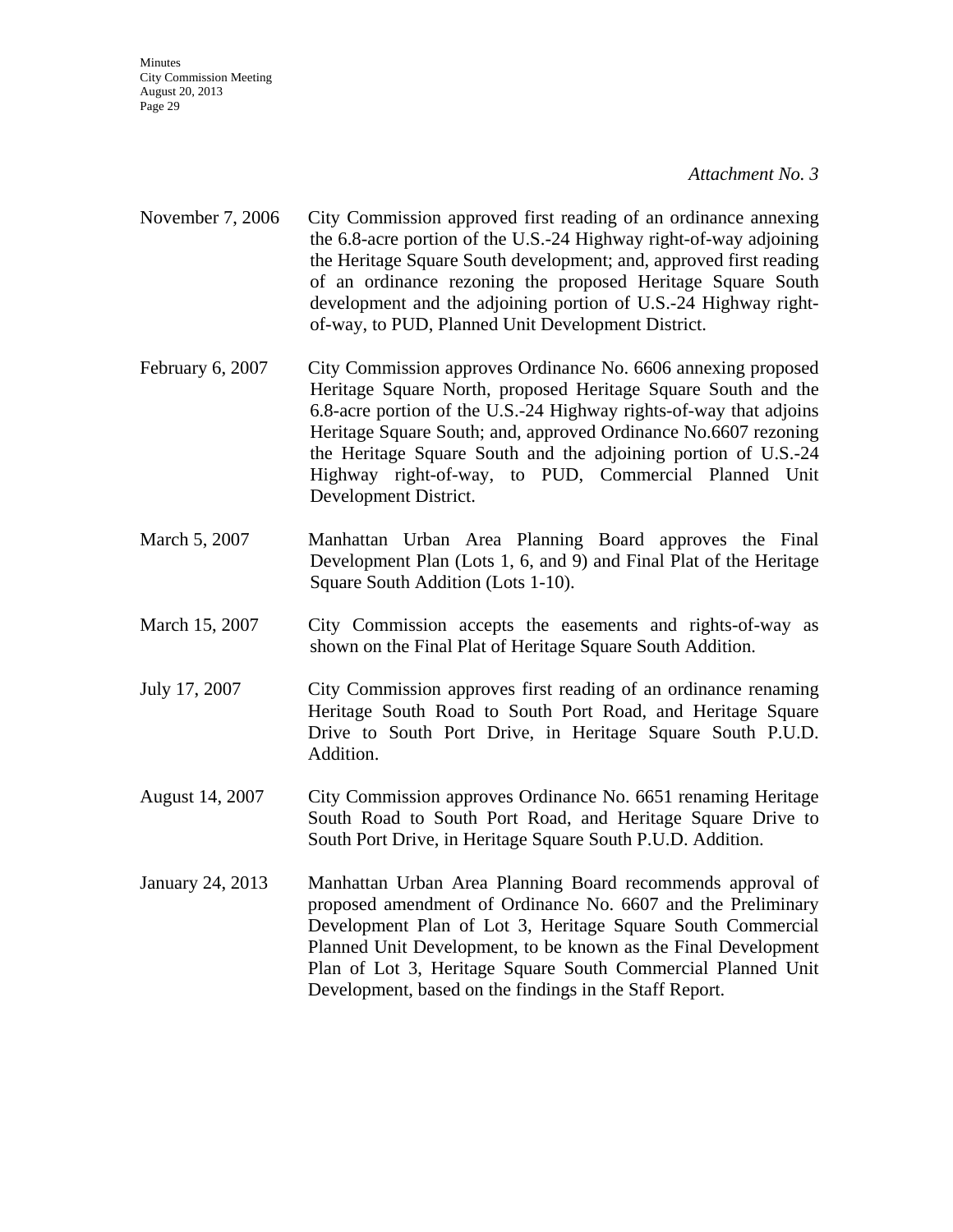*Attachment No. 3*

November 7, 2006 City Commission approved first reading of an ordinance annexing the 6.8-acre portion of the U.S.-24 Highway right-of-way adjoining the Heritage Square South development; and, approved first reading of an ordinance rezoning the proposed Heritage Square South development and the adjoining portion of U.S.-24 Highway right-of-way, to PUD, Planned Unit Development District.

February 6, 2007 City Commission approves Ordinance No. 6606 annexing proposed Heritage Square North, proposed Heritage Square South and the 6.8-acre portion of the U.S.-24 Highway rights-of-way that adjoins Heritage Square South; and, approved Ordinance No.6607 rezoning the Heritage Square South and the adjoining portion of U.S.-24 Highway right-of-way, to PUD, Commercial Planned Unit Development District.

March 5, 2007 Manhattan Urban Area Planning Board approves the Final Development Plan (Lots 1, 6, and 9) and Final Plat of the Heritage Square South Addition (Lots 1-10).

March 15, 2007 City Commission accepts the easements and rights-of-way as shown on the Final Plat of Heritage Square South Addition.

July 17, 2007 City Commission approves first reading of an ordinance renaming Heritage South Road to South Port Road, and Heritage Square Drive to South Port Drive, in Heritage Square South P.U.D. Addition.

August 14, 2007 City Commission approves Ordinance No. 6651 renaming Heritage South Road to South Port Road, and Heritage Square Drive to South Port Drive, in Heritage Square South P.U.D. Addition.

January 24, 2013 Manhattan Urban Area Planning Board recommends approval of proposed amendment of Ordinance No. 6607 and the Preliminary Development Plan of Lot 3, Heritage Square South Commercial Planned Unit Development, to be known as the Final Development Plan of Lot 3, Heritage Square South Commercial Planned Unit Development, based on the findings in the Staff Report.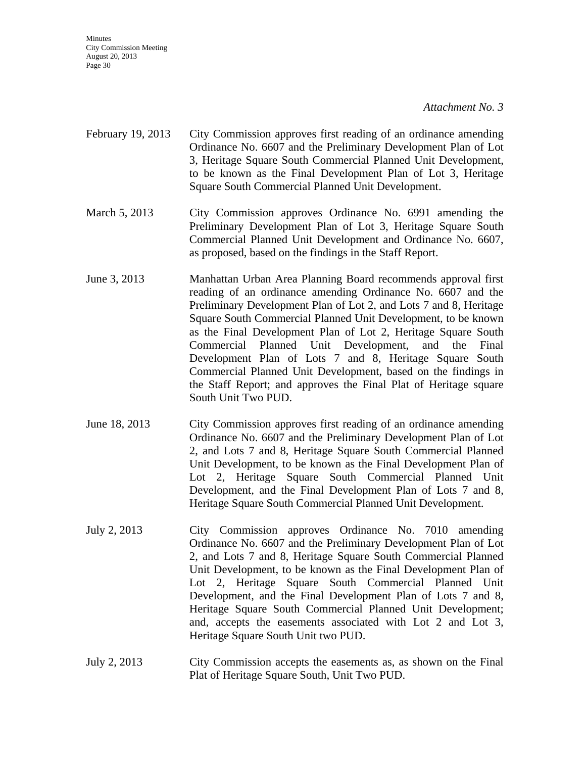*Attachment No. 3*

| | |
|---|---|
| February 19, 2013 | City Commission approves first reading of an ordinance amending Ordinance No. 6607 and the Preliminary Development Plan of Lot 3, Heritage Square South Commercial Planned Unit Development, to be known as the Final Development Plan of Lot 3, Heritage Square South Commercial Planned Unit Development. |
| March 5, 2013 | City Commission approves Ordinance No. 6991 amending the Preliminary Development Plan of Lot 3, Heritage Square South Commercial Planned Unit Development and Ordinance No. 6607, as proposed, based on the findings in the Staff Report. |
| June 3, 2013 | Manhattan Urban Area Planning Board recommends approval first reading of an ordinance amending Ordinance No. 6607 and the Preliminary Development Plan of Lot 2, and Lots 7 and 8, Heritage Square South Commercial Planned Unit Development, to be known as the Final Development Plan of Lot 2, Heritage Square South Commercial Planned Unit Development, and the Final Development Plan of Lots 7 and 8, Heritage Square South Commercial Planned Unit Development, based on the findings in the Staff Report; and approves the Final Plat of Heritage square South Unit Two PUD. |
| June 18, 2013 | City Commission approves first reading of an ordinance amending Ordinance No. 6607 and the Preliminary Development Plan of Lot 2, and Lots 7 and 8, Heritage Square South Commercial Planned Unit Development, to be known as the Final Development Plan of Lot 2, Heritage Square South Commercial Planned Unit Development, and the Final Development Plan of Lots 7 and 8, Heritage Square South Commercial Planned Unit Development. |
| July 2, 2013 | City Commission approves Ordinance No. 7010 amending Ordinance No. 6607 and the Preliminary Development Plan of Lot 2, and Lots 7 and 8, Heritage Square South Commercial Planned Unit Development, to be known as the Final Development Plan of Lot 2, Heritage Square South Commercial Planned Unit Development, and the Final Development Plan of Lots 7 and 8, Heritage Square South Commercial Planned Unit Development; and, accepts the easements associated with Lot 2 and Lot 3, Heritage Square South Unit two PUD. |
| July 2, 2013 | City Commission accepts the easements as, as shown on the Final Plat of Heritage Square South, Unit Two PUD. |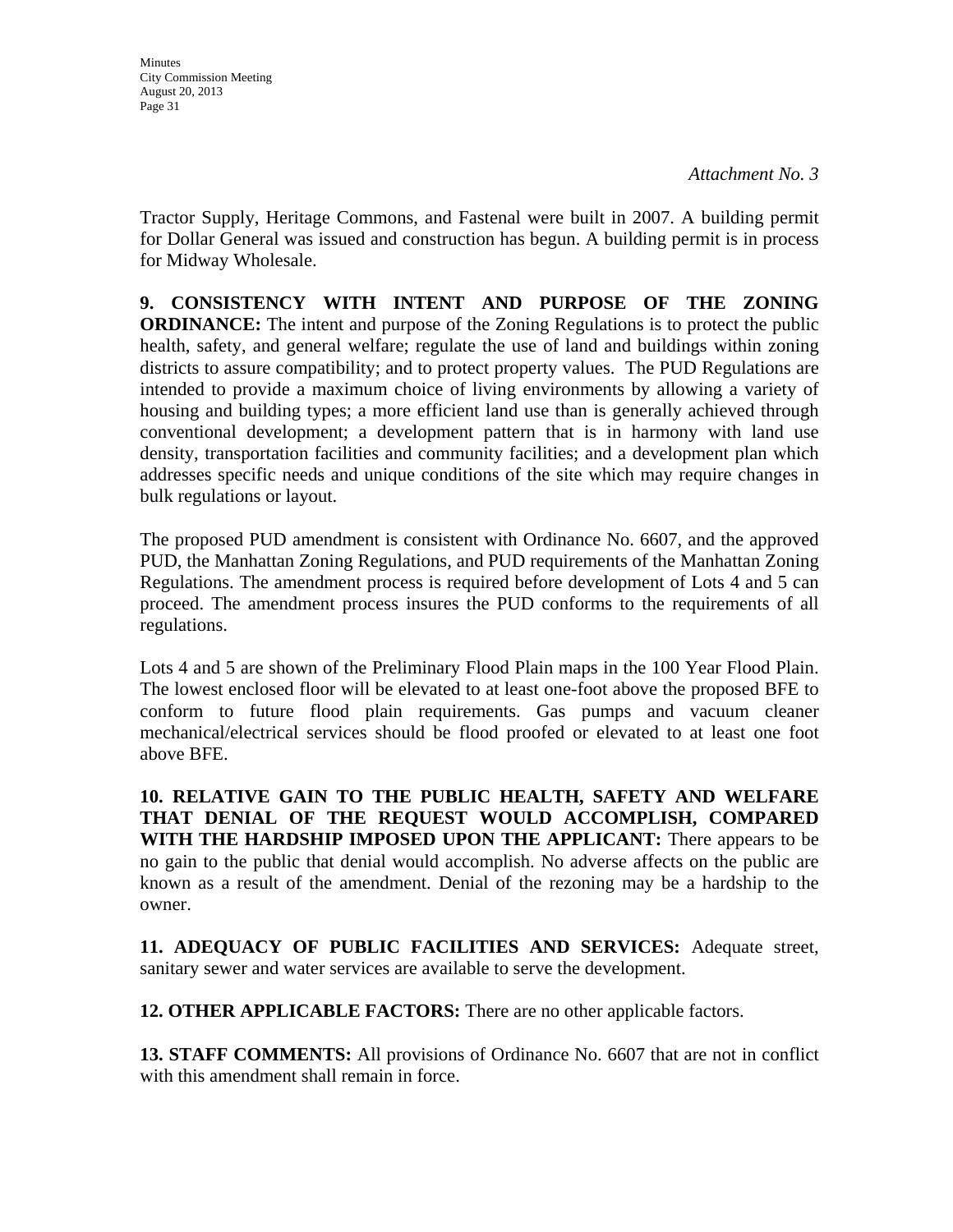*Attachment No. 3*

Tractor Supply, Heritage Commons, and Fastenal were built in 2007. A building permit for Dollar General was issued and construction has begun. A building permit is in process for Midway Wholesale.

**9. CONSISTENCY WITH INTENT AND PURPOSE OF THE ZONING ORDINANCE:** The intent and purpose of the Zoning Regulations is to protect the public health, safety, and general welfare; regulate the use of land and buildings within zoning districts to assure compatibility; and to protect property values. The PUD Regulations are intended to provide a maximum choice of living environments by allowing a variety of housing and building types; a more efficient land use than is generally achieved through conventional development; a development pattern that is in harmony with land use density, transportation facilities and community facilities; and a development plan which addresses specific needs and unique conditions of the site which may require changes in bulk regulations or layout.

The proposed PUD amendment is consistent with Ordinance No. 6607, and the approved PUD, the Manhattan Zoning Regulations, and PUD requirements of the Manhattan Zoning Regulations. The amendment process is required before development of Lots 4 and 5 can proceed. The amendment process insures the PUD conforms to the requirements of all regulations.

Lots 4 and 5 are shown of the Preliminary Flood Plain maps in the 100 Year Flood Plain. The lowest enclosed floor will be elevated to at least one-foot above the proposed BFE to conform to future flood plain requirements. Gas pumps and vacuum cleaner mechanical/electrical services should be flood proofed or elevated to at least one foot above BFE.

**10. RELATIVE GAIN TO THE PUBLIC HEALTH, SAFETY AND WELFARE THAT DENIAL OF THE REQUEST WOULD ACCOMPLISH, COMPARED WITH THE HARDSHIP IMPOSED UPON THE APPLICANT:** There appears to be no gain to the public that denial would accomplish. No adverse affects on the public are known as a result of the amendment. Denial of the rezoning may be a hardship to the owner.

**11. ADEQUACY OF PUBLIC FACILITIES AND SERVICES:** Adequate street, sanitary sewer and water services are available to serve the development.

**12. OTHER APPLICABLE FACTORS:** There are no other applicable factors.

**13. STAFF COMMENTS:** All provisions of Ordinance No. 6607 that are not in conflict with this amendment shall remain in force.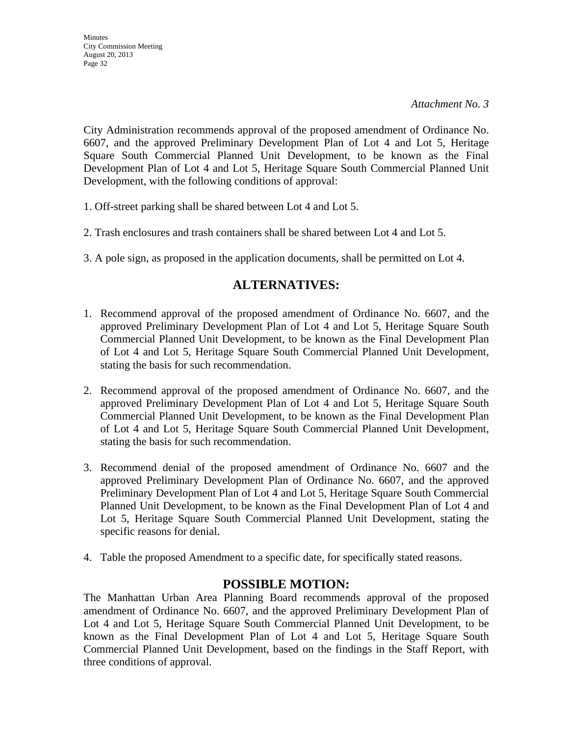*Attachment No. 3*

City Administration recommends approval of the proposed amendment of Ordinance No. 6607, and the approved Preliminary Development Plan of Lot 4 and Lot 5, Heritage Square South Commercial Planned Unit Development, to be known as the Final Development Plan of Lot 4 and Lot 5, Heritage Square South Commercial Planned Unit Development, with the following conditions of approval:

1. Off-street parking shall be shared between Lot 4 and Lot 5.

2. Trash enclosures and trash containers shall be shared between Lot 4 and Lot 5.

3. A pole sign, as proposed in the application documents, shall be permitted on Lot 4.

## ALTERNATIVES:

1. Recommend approval of the proposed amendment of Ordinance No. 6607, and the approved Preliminary Development Plan of Lot 4 and Lot 5, Heritage Square South Commercial Planned Unit Development, to be known as the Final Development Plan of Lot 4 and Lot 5, Heritage Square South Commercial Planned Unit Development, stating the basis for such recommendation.

2. Recommend approval of the proposed amendment of Ordinance No. 6607, and the approved Preliminary Development Plan of Lot 4 and Lot 5, Heritage Square South Commercial Planned Unit Development, to be known as the Final Development Plan of Lot 4 and Lot 5, Heritage Square South Commercial Planned Unit Development, stating the basis for such recommendation.

3. Recommend denial of the proposed amendment of Ordinance No. 6607 and the approved Preliminary Development Plan of Ordinance No. 6607, and the approved Preliminary Development Plan of Lot 4 and Lot 5, Heritage Square South Commercial Planned Unit Development, to be known as the Final Development Plan of Lot 4 and Lot 5, Heritage Square South Commercial Planned Unit Development, stating the specific reasons for denial.

4. Table the proposed Amendment to a specific date, for specifically stated reasons.

## POSSIBLE MOTION:

The Manhattan Urban Area Planning Board recommends approval of the proposed amendment of Ordinance No. 6607, and the approved Preliminary Development Plan of Lot 4 and Lot 5, Heritage Square South Commercial Planned Unit Development, to be known as the Final Development Plan of Lot 4 and Lot 5, Heritage Square South Commercial Planned Unit Development, based on the findings in the Staff Report, with three conditions of approval.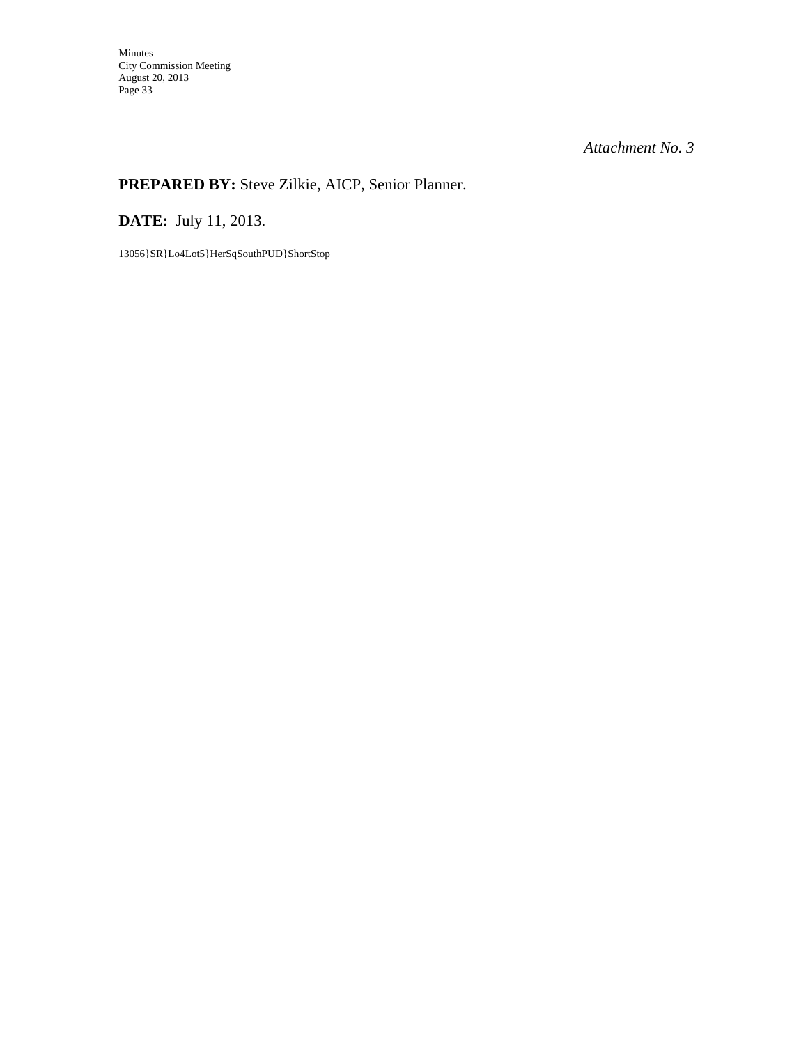*Attachment No. 3*

**PREPARED BY:** Steve Zilkie, AICP, Senior Planner.

**DATE:** July 11, 2013.

13056}SR}Lo4Lot5}HerSqSouthPUD}ShortStop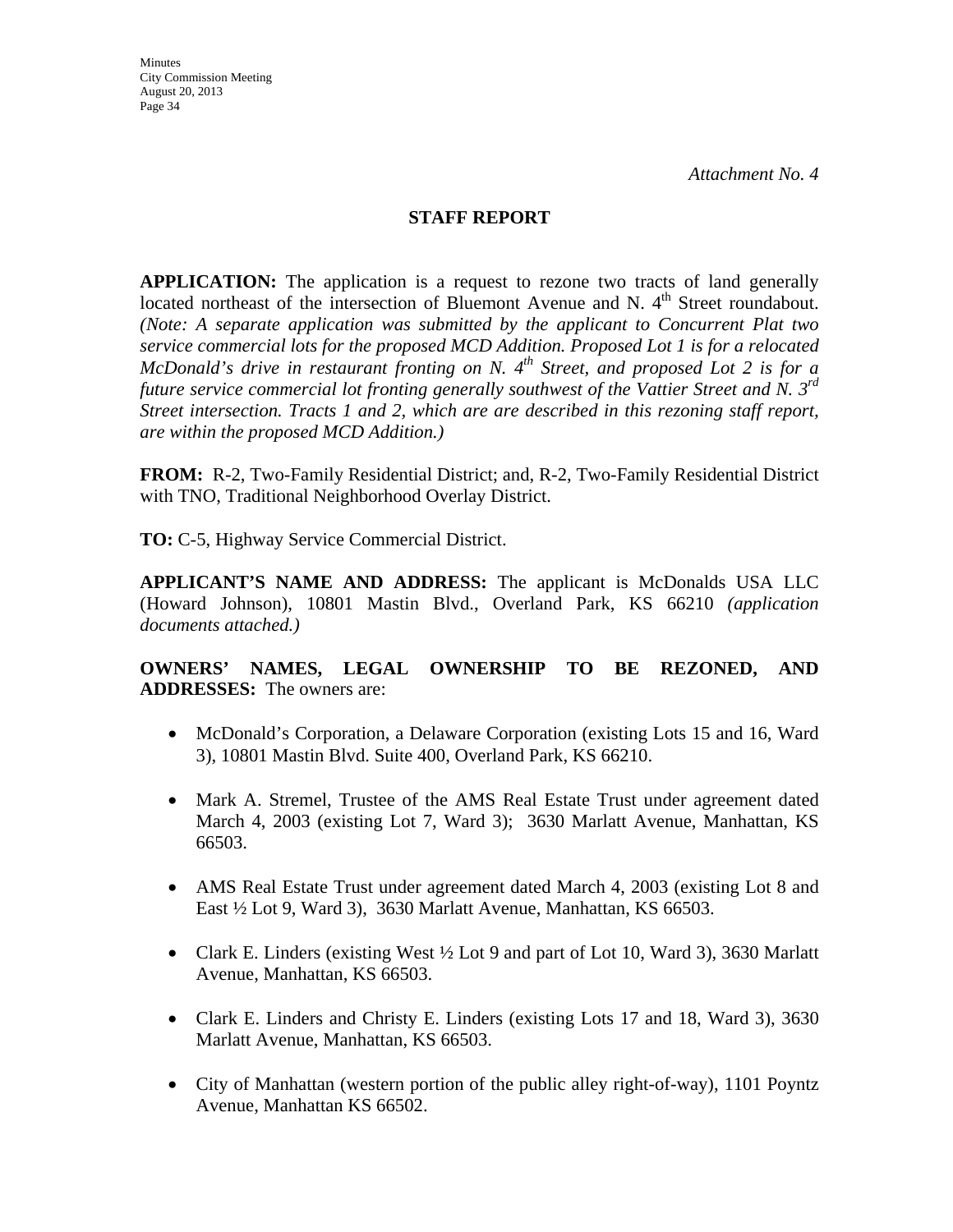*Attachment No. 4*

## STAFF REPORT

**APPLICATION:** The application is a request to rezone two tracts of land generally located northeast of the intersection of Bluemont Avenue and N. 4th Street roundabout. *(Note: A separate application was submitted by the applicant to Concurrent Plat two service commercial lots for the proposed MCD Addition. Proposed Lot 1 is for a relocated McDonald's drive in restaurant fronting on N. 4th Street, and proposed Lot 2 is for a future service commercial lot fronting generally southwest of the Vattier Street and N. 3rd Street intersection. Tracts 1 and 2, which are are described in this rezoning staff report, are within the proposed MCD Addition.)*

**FROM:** R-2, Two-Family Residential District; and, R-2, Two-Family Residential District with TNO, Traditional Neighborhood Overlay District.

**TO:** C-5, Highway Service Commercial District.

**APPLICANT'S NAME AND ADDRESS:** The applicant is McDonalds USA LLC (Howard Johnson), 10801 Mastin Blvd., Overland Park, KS 66210 *(application documents attached.)*

**OWNERS' NAMES, LEGAL OWNERSHIP TO BE REZONED, AND ADDRESSES:** The owners are:

- McDonald's Corporation, a Delaware Corporation (existing Lots 15 and 16, Ward 3), 10801 Mastin Blvd. Suite 400, Overland Park, KS 66210.
- Mark A. Stremel, Trustee of the AMS Real Estate Trust under agreement dated March 4, 2003 (existing Lot 7, Ward 3); 3630 Marlatt Avenue, Manhattan, KS 66503.
- AMS Real Estate Trust under agreement dated March 4, 2003 (existing Lot 8 and East ½ Lot 9, Ward 3), 3630 Marlatt Avenue, Manhattan, KS 66503.
- Clark E. Linders (existing West ½ Lot 9 and part of Lot 10, Ward 3), 3630 Marlatt Avenue, Manhattan, KS 66503.
- Clark E. Linders and Christy E. Linders (existing Lots 17 and 18, Ward 3), 3630 Marlatt Avenue, Manhattan, KS 66503.
- City of Manhattan (western portion of the public alley right-of-way), 1101 Poyntz Avenue, Manhattan KS 66502.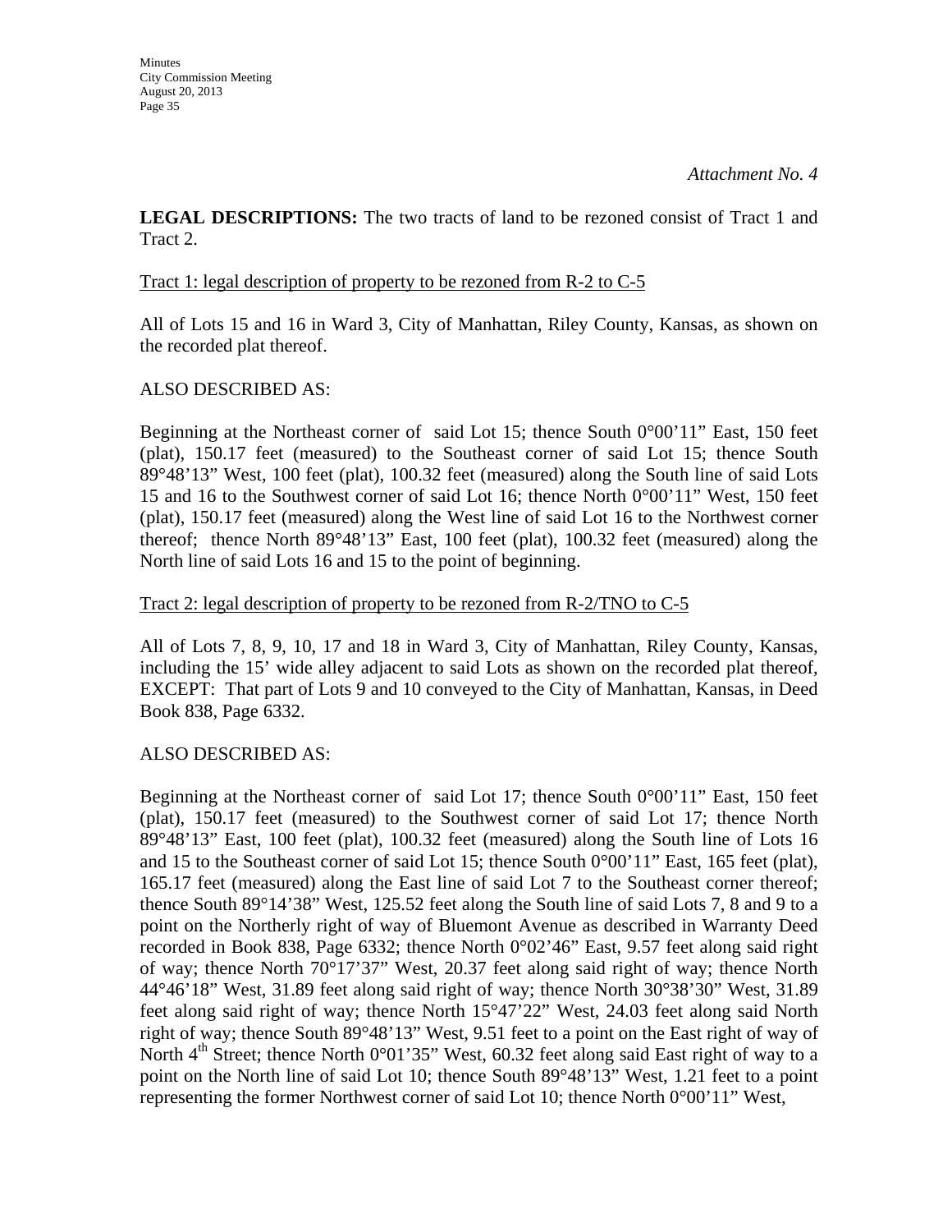*Attachment No. 4*

**LEGAL DESCRIPTIONS:** The two tracts of land to be rezoned consist of Tract 1 and Tract 2.

<u>Tract 1: legal description of property to be rezoned from R-2 to C-5</u>

All of Lots 15 and 16 in Ward 3, City of Manhattan, Riley County, Kansas, as shown on the recorded plat thereof.

ALSO DESCRIBED AS:

Beginning at the Northeast corner of said Lot 15; thence South 0°00'11" East, 150 feet (plat), 150.17 feet (measured) to the Southeast corner of said Lot 15; thence South 89°48'13" West, 100 feet (plat), 100.32 feet (measured) along the South line of said Lots 15 and 16 to the Southwest corner of said Lot 16; thence North 0°00'11" West, 150 feet (plat), 150.17 feet (measured) along the West line of said Lot 16 to the Northwest corner thereof; thence North 89°48'13" East, 100 feet (plat), 100.32 feet (measured) along the North line of said Lots 16 and 15 to the point of beginning.

<u>Tract 2: legal description of property to be rezoned from R-2/TNO to C-5</u>

All of Lots 7, 8, 9, 10, 17 and 18 in Ward 3, City of Manhattan, Riley County, Kansas, including the 15' wide alley adjacent to said Lots as shown on the recorded plat thereof, EXCEPT: That part of Lots 9 and 10 conveyed to the City of Manhattan, Kansas, in Deed Book 838, Page 6332.

ALSO DESCRIBED AS:

Beginning at the Northeast corner of said Lot 17; thence South 0°00'11" East, 150 feet (plat), 150.17 feet (measured) to the Southwest corner of said Lot 17; thence North 89°48'13" East, 100 feet (plat), 100.32 feet (measured) along the South line of Lots 16 and 15 to the Southeast corner of said Lot 15; thence South 0°00'11" East, 165 feet (plat), 165.17 feet (measured) along the East line of said Lot 7 to the Southeast corner thereof; thence South 89°14'38" West, 125.52 feet along the South line of said Lots 7, 8 and 9 to a point on the Northerly right of way of Bluemont Avenue as described in Warranty Deed recorded in Book 838, Page 6332; thence North 0°02'46" East, 9.57 feet along said right of way; thence North 70°17'37" West, 20.37 feet along said right of way; thence North 44°46'18" West, 31.89 feet along said right of way; thence North 30°38'30" West, 31.89 feet along said right of way; thence North 15°47'22" West, 24.03 feet along said North right of way; thence South 89°48'13" West, 9.51 feet to a point on the East right of way of North 4th Street; thence North 0°01'35" West, 60.32 feet along said East right of way to a point on the North line of said Lot 10; thence South 89°48'13" West, 1.21 feet to a point representing the former Northwest corner of said Lot 10; thence North 0°00'11" West,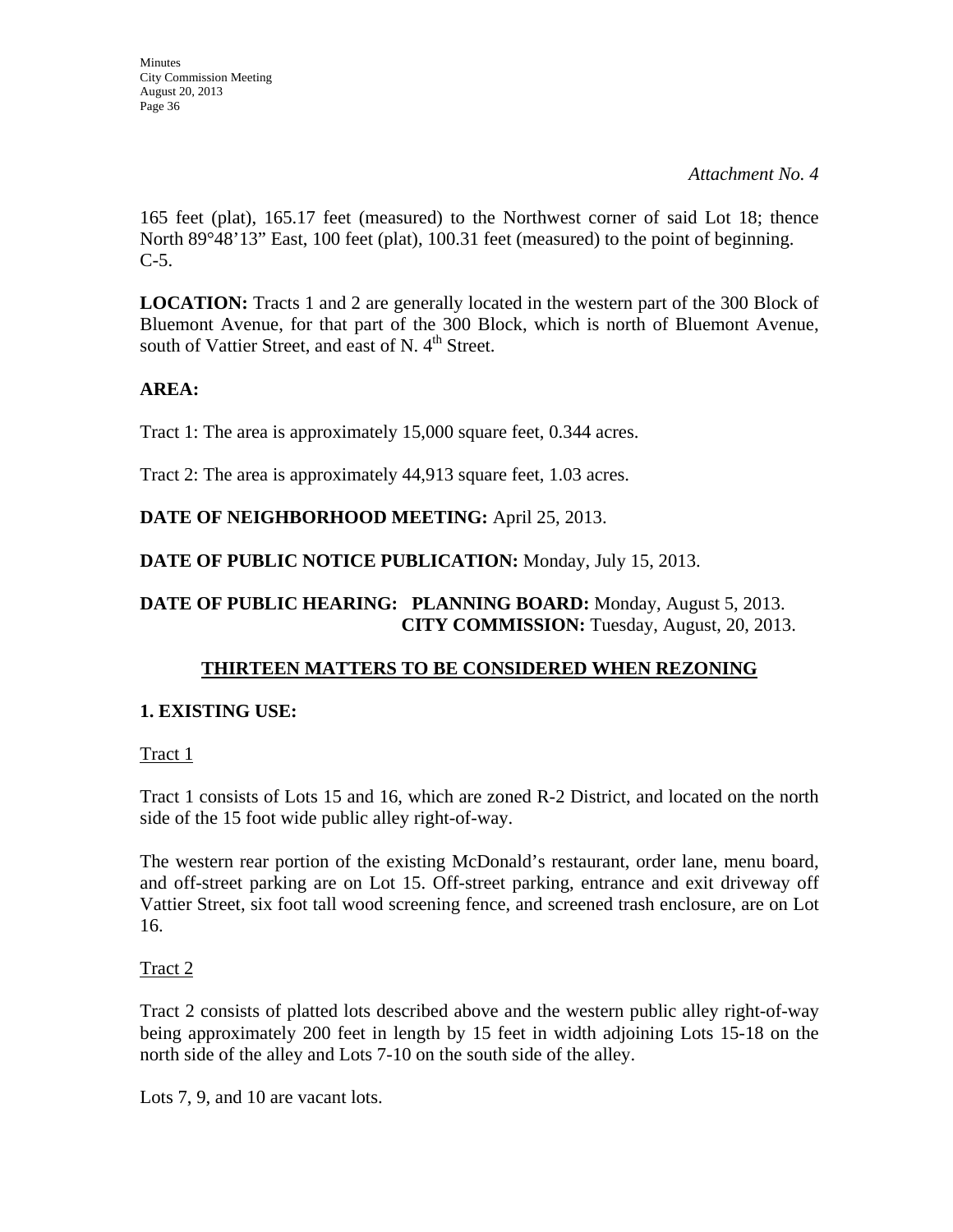*Attachment No. 4*

165 feet (plat), 165.17 feet (measured) to the Northwest corner of said Lot 18; thence North 89°48'13" East, 100 feet (plat), 100.31 feet (measured) to the point of beginning. C-5.

**LOCATION:** Tracts 1 and 2 are generally located in the western part of the 300 Block of Bluemont Avenue, for that part of the 300 Block, which is north of Bluemont Avenue, south of Vattier Street, and east of N. 4th Street.

**AREA:**

Tract 1: The area is approximately 15,000 square feet, 0.344 acres.

Tract 2: The area is approximately 44,913 square feet, 1.03 acres.

**DATE OF NEIGHBORHOOD MEETING:** April 25, 2013.

**DATE OF PUBLIC NOTICE PUBLICATION:** Monday, July 15, 2013.

**DATE OF PUBLIC HEARING: PLANNING BOARD:** Monday, August 5, 2013.
**CITY COMMISSION:** Tuesday, August, 20, 2013.

## THIRTEEN MATTERS TO BE CONSIDERED WHEN REZONING

### 1. EXISTING USE:

Tract 1

Tract 1 consists of Lots 15 and 16, which are zoned R-2 District, and located on the north side of the 15 foot wide public alley right-of-way.

The western rear portion of the existing McDonald's restaurant, order lane, menu board, and off-street parking are on Lot 15. Off-street parking, entrance and exit driveway off Vattier Street, six foot tall wood screening fence, and screened trash enclosure, are on Lot 16.

Tract 2

Tract 2 consists of platted lots described above and the western public alley right-of-way being approximately 200 feet in length by 15 feet in width adjoining Lots 15-18 on the north side of the alley and Lots 7-10 on the south side of the alley.

Lots 7, 9, and 10 are vacant lots.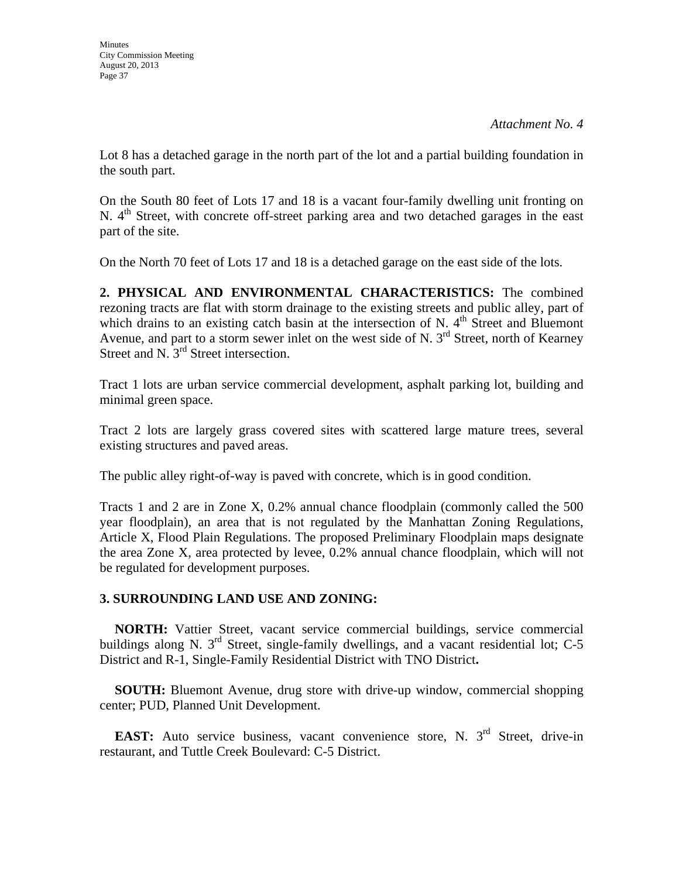*Attachment No. 4*

Lot 8 has a detached garage in the north part of the lot and a partial building foundation in the south part.

On the South 80 feet of Lots 17 and 18 is a vacant four-family dwelling unit fronting on N. 4th Street, with concrete off-street parking area and two detached garages in the east part of the site.

On the North 70 feet of Lots 17 and 18 is a detached garage on the east side of the lots.

**2. PHYSICAL AND ENVIRONMENTAL CHARACTERISTICS:** The combined rezoning tracts are flat with storm drainage to the existing streets and public alley, part of which drains to an existing catch basin at the intersection of N. 4th Street and Bluemont Avenue, and part to a storm sewer inlet on the west side of N. 3rd Street, north of Kearney Street and N. 3rd Street intersection.

Tract 1 lots are urban service commercial development, asphalt parking lot, building and minimal green space.

Tract 2 lots are largely grass covered sites with scattered large mature trees, several existing structures and paved areas.

The public alley right-of-way is paved with concrete, which is in good condition.

Tracts 1 and 2 are in Zone X, 0.2% annual chance floodplain (commonly called the 500 year floodplain), an area that is not regulated by the Manhattan Zoning Regulations, Article X, Flood Plain Regulations. The proposed Preliminary Floodplain maps designate the area Zone X, area protected by levee, 0.2% annual chance floodplain, which will not be regulated for development purposes.

**3. SURROUNDING LAND USE AND ZONING:**

**NORTH:** Vattier Street, vacant service commercial buildings, service commercial buildings along N. 3rd Street, single-family dwellings, and a vacant residential lot; C-5 District and R-1, Single-Family Residential District with TNO District**.**

**SOUTH:** Bluemont Avenue, drug store with drive-up window, commercial shopping center; PUD, Planned Unit Development.

**EAST:** Auto service business, vacant convenience store, N. 3rd Street, drive-in restaurant, and Tuttle Creek Boulevard: C-5 District.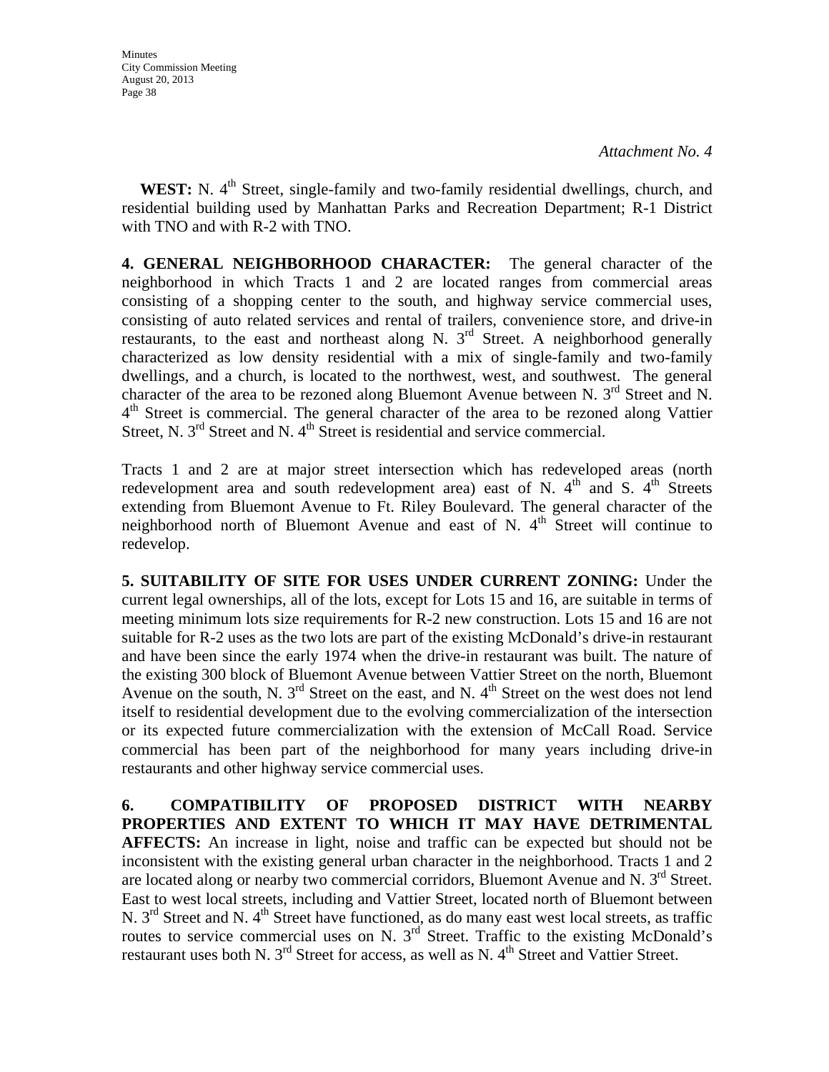*Attachment No. 4*

**WEST:** N. 4th Street, single-family and two-family residential dwellings, church, and residential building used by Manhattan Parks and Recreation Department; R-1 District with TNO and with R-2 with TNO.

**4. GENERAL NEIGHBORHOOD CHARACTER:** The general character of the neighborhood in which Tracts 1 and 2 are located ranges from commercial areas consisting of a shopping center to the south, and highway service commercial uses, consisting of auto related services and rental of trailers, convenience store, and drive-in restaurants, to the east and northeast along N. 3rd Street. A neighborhood generally characterized as low density residential with a mix of single-family and two-family dwellings, and a church, is located to the northwest, west, and southwest. The general character of the area to be rezoned along Bluemont Avenue between N. 3rd Street and N. 4th Street is commercial. The general character of the area to be rezoned along Vattier Street, N. 3rd Street and N. 4th Street is residential and service commercial.

Tracts 1 and 2 are at major street intersection which has redeveloped areas (north redevelopment area and south redevelopment area) east of N. 4th and S. 4th Streets extending from Bluemont Avenue to Ft. Riley Boulevard. The general character of the neighborhood north of Bluemont Avenue and east of N. 4th Street will continue to redevelop.

**5. SUITABILITY OF SITE FOR USES UNDER CURRENT ZONING:** Under the current legal ownerships, all of the lots, except for Lots 15 and 16, are suitable in terms of meeting minimum lots size requirements for R-2 new construction. Lots 15 and 16 are not suitable for R-2 uses as the two lots are part of the existing McDonald's drive-in restaurant and have been since the early 1974 when the drive-in restaurant was built. The nature of the existing 300 block of Bluemont Avenue between Vattier Street on the north, Bluemont Avenue on the south, N. 3rd Street on the east, and N. 4th Street on the west does not lend itself to residential development due to the evolving commercialization of the intersection or its expected future commercialization with the extension of McCall Road. Service commercial has been part of the neighborhood for many years including drive-in restaurants and other highway service commercial uses.

**6. COMPATIBILITY OF PROPOSED DISTRICT WITH NEARBY PROPERTIES AND EXTENT TO WHICH IT MAY HAVE DETRIMENTAL AFFECTS:** An increase in light, noise and traffic can be expected but should not be inconsistent with the existing general urban character in the neighborhood. Tracts 1 and 2 are located along or nearby two commercial corridors, Bluemont Avenue and N. 3rd Street. East to west local streets, including and Vattier Street, located north of Bluemont between N. 3rd Street and N. 4th Street have functioned, as do many east west local streets, as traffic routes to service commercial uses on N. 3rd Street. Traffic to the existing McDonald's restaurant uses both N. 3rd Street for access, as well as N. 4th Street and Vattier Street.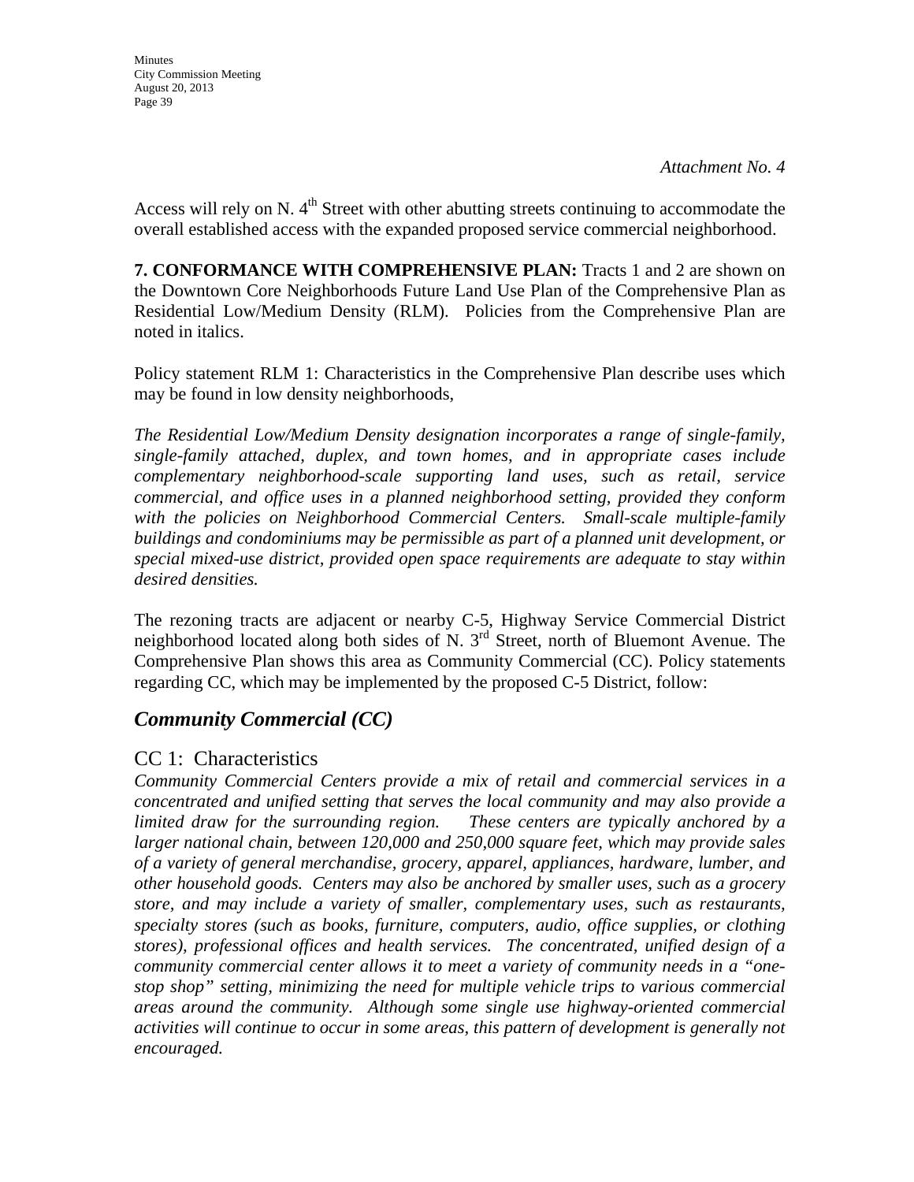*Attachment No. 4*

Access will rely on N. 4th Street with other abutting streets continuing to accommodate the overall established access with the expanded proposed service commercial neighborhood.

**7. CONFORMANCE WITH COMPREHENSIVE PLAN:** Tracts 1 and 2 are shown on the Downtown Core Neighborhoods Future Land Use Plan of the Comprehensive Plan as Residential Low/Medium Density (RLM). Policies from the Comprehensive Plan are noted in italics.

Policy statement RLM 1: Characteristics in the Comprehensive Plan describe uses which may be found in low density neighborhoods,

*The Residential Low/Medium Density designation incorporates a range of single-family, single-family attached, duplex, and town homes, and in appropriate cases include complementary neighborhood-scale supporting land uses, such as retail, service commercial, and office uses in a planned neighborhood setting, provided they conform with the policies on Neighborhood Commercial Centers. Small-scale multiple-family buildings and condominiums may be permissible as part of a planned unit development, or special mixed-use district, provided open space requirements are adequate to stay within desired densities.*

The rezoning tracts are adjacent or nearby C-5, Highway Service Commercial District neighborhood located along both sides of N. 3rd Street, north of Bluemont Avenue. The Comprehensive Plan shows this area as Community Commercial (CC). Policy statements regarding CC, which may be implemented by the proposed C-5 District, follow:

## *Community Commercial (CC)*

### CC 1: Characteristics

*Community Commercial Centers provide a mix of retail and commercial services in a concentrated and unified setting that serves the local community and may also provide a limited draw for the surrounding region. These centers are typically anchored by a larger national chain, between 120,000 and 250,000 square feet, which may provide sales of a variety of general merchandise, grocery, apparel, appliances, hardware, lumber, and other household goods. Centers may also be anchored by smaller uses, such as a grocery store, and may include a variety of smaller, complementary uses, such as restaurants, specialty stores (such as books, furniture, computers, audio, office supplies, or clothing stores), professional offices and health services. The concentrated, unified design of a community commercial center allows it to meet a variety of community needs in a "one-stop shop" setting, minimizing the need for multiple vehicle trips to various commercial areas around the community. Although some single use highway-oriented commercial activities will continue to occur in some areas, this pattern of development is generally not encouraged.*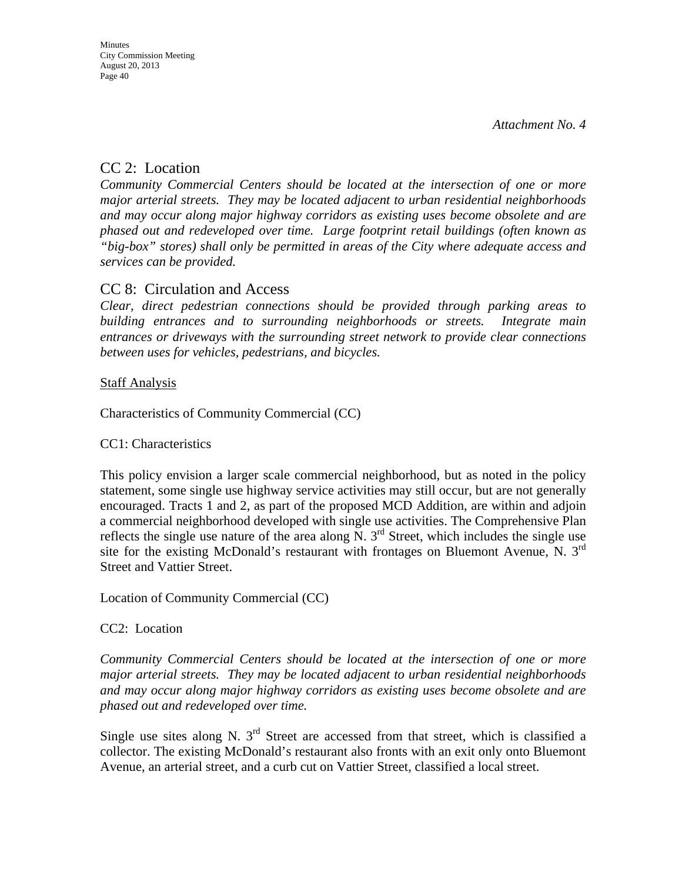*Attachment No. 4*

## CC 2: Location

*Community Commercial Centers should be located at the intersection of one or more major arterial streets. They may be located adjacent to urban residential neighborhoods and may occur along major highway corridors as existing uses become obsolete and are phased out and redeveloped over time. Large footprint retail buildings (often known as "big-box" stores) shall only be permitted in areas of the City where adequate access and services can be provided.*

## CC 8: Circulation and Access

*Clear, direct pedestrian connections should be provided through parking areas to building entrances and to surrounding neighborhoods or streets. Integrate main entrances or driveways with the surrounding street network to provide clear connections between uses for vehicles, pedestrians, and bicycles.*

<u>Staff Analysis</u>

Characteristics of Community Commercial (CC)

CC1: Characteristics

This policy envision a larger scale commercial neighborhood, but as noted in the policy statement, some single use highway service activities may still occur, but are not generally encouraged. Tracts 1 and 2, as part of the proposed MCD Addition, are within and adjoin a commercial neighborhood developed with single use activities. The Comprehensive Plan reflects the single use nature of the area along N. 3rd Street, which includes the single use site for the existing McDonald's restaurant with frontages on Bluemont Avenue, N. 3rd Street and Vattier Street.

Location of Community Commercial (CC)

CC2: Location

*Community Commercial Centers should be located at the intersection of one or more major arterial streets. They may be located adjacent to urban residential neighborhoods and may occur along major highway corridors as existing uses become obsolete and are phased out and redeveloped over time.*

Single use sites along N. 3rd Street are accessed from that street, which is classified a collector. The existing McDonald's restaurant also fronts with an exit only onto Bluemont Avenue, an arterial street, and a curb cut on Vattier Street, classified a local street.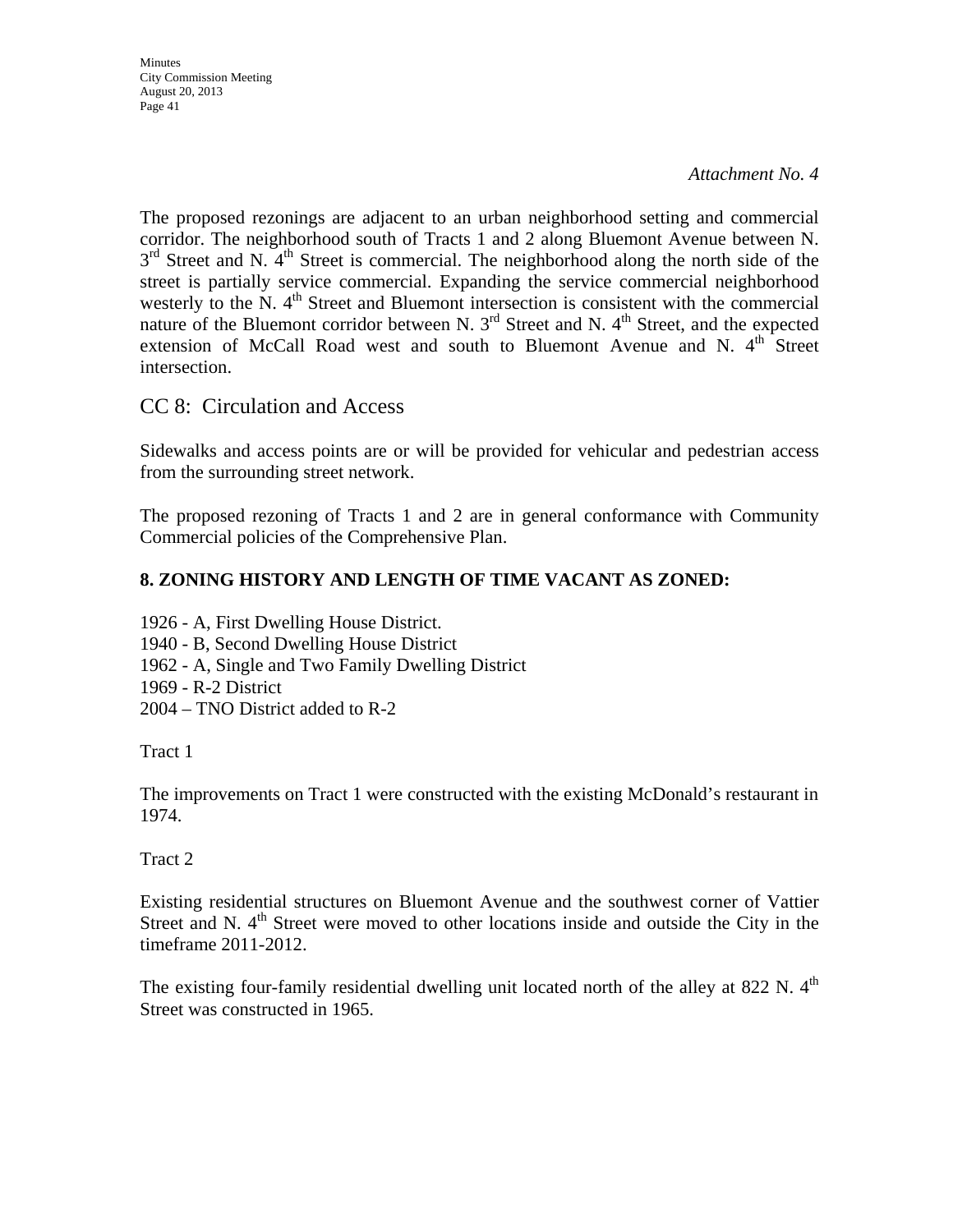*Attachment No. 4*

The proposed rezonings are adjacent to an urban neighborhood setting and commercial corridor. The neighborhood south of Tracts 1 and 2 along Bluemont Avenue between N. 3rd Street and N. 4th Street is commercial. The neighborhood along the north side of the street is partially service commercial. Expanding the service commercial neighborhood westerly to the N. 4th Street and Bluemont intersection is consistent with the commercial nature of the Bluemont corridor between N. 3rd Street and N. 4th Street, and the expected extension of McCall Road west and south to Bluemont Avenue and N. 4th Street intersection.

## CC 8: Circulation and Access

Sidewalks and access points are or will be provided for vehicular and pedestrian access from the surrounding street network.

The proposed rezoning of Tracts 1 and 2 are in general conformance with Community Commercial policies of the Comprehensive Plan.

**8. ZONING HISTORY AND LENGTH OF TIME VACANT AS ZONED:**

1926 - A, First Dwelling House District.
1940 - B, Second Dwelling House District
1962 - A, Single and Two Family Dwelling District
1969 - R-2 District
2004 – TNO District added to R-2

Tract 1

The improvements on Tract 1 were constructed with the existing McDonald's restaurant in 1974.

Tract 2

Existing residential structures on Bluemont Avenue and the southwest corner of Vattier Street and N. 4th Street were moved to other locations inside and outside the City in the timeframe 2011-2012.

The existing four-family residential dwelling unit located north of the alley at 822 N. 4th Street was constructed in 1965.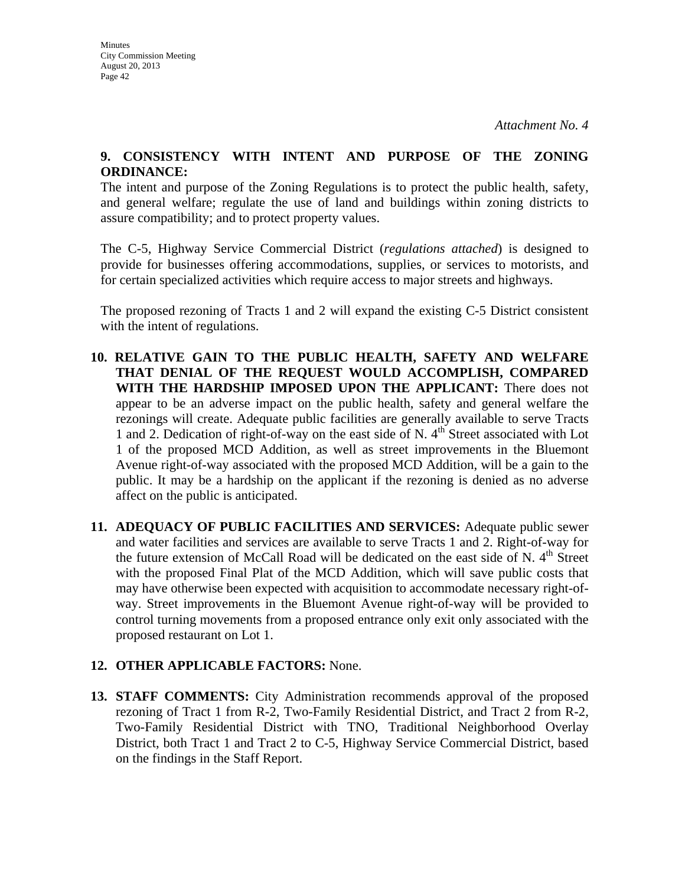*Attachment No. 4*

**9. CONSISTENCY WITH INTENT AND PURPOSE OF THE ZONING ORDINANCE:**

The intent and purpose of the Zoning Regulations is to protect the public health, safety, and general welfare; regulate the use of land and buildings within zoning districts to assure compatibility; and to protect property values.

The C-5, Highway Service Commercial District (*regulations attached*) is designed to provide for businesses offering accommodations, supplies, or services to motorists, and for certain specialized activities which require access to major streets and highways.

The proposed rezoning of Tracts 1 and 2 will expand the existing C-5 District consistent with the intent of regulations.

**10. RELATIVE GAIN TO THE PUBLIC HEALTH, SAFETY AND WELFARE THAT DENIAL OF THE REQUEST WOULD ACCOMPLISH, COMPARED WITH THE HARDSHIP IMPOSED UPON THE APPLICANT:** There does not appear to be an adverse impact on the public health, safety and general welfare the rezonings will create. Adequate public facilities are generally available to serve Tracts 1 and 2. Dedication of right-of-way on the east side of N. 4th Street associated with Lot 1 of the proposed MCD Addition, as well as street improvements in the Bluemont Avenue right-of-way associated with the proposed MCD Addition, will be a gain to the public. It may be a hardship on the applicant if the rezoning is denied as no adverse affect on the public is anticipated.

**11. ADEQUACY OF PUBLIC FACILITIES AND SERVICES:** Adequate public sewer and water facilities and services are available to serve Tracts 1 and 2. Right-of-way for the future extension of McCall Road will be dedicated on the east side of N. 4th Street with the proposed Final Plat of the MCD Addition, which will save public costs that may have otherwise been expected with acquisition to accommodate necessary right-of-way. Street improvements in the Bluemont Avenue right-of-way will be provided to control turning movements from a proposed entrance only exit only associated with the proposed restaurant on Lot 1.

**12. OTHER APPLICABLE FACTORS:** None.

**13. STAFF COMMENTS:** City Administration recommends approval of the proposed rezoning of Tract 1 from R-2, Two-Family Residential District, and Tract 2 from R-2, Two-Family Residential District with TNO, Traditional Neighborhood Overlay District, both Tract 1 and Tract 2 to C-5, Highway Service Commercial District, based on the findings in the Staff Report.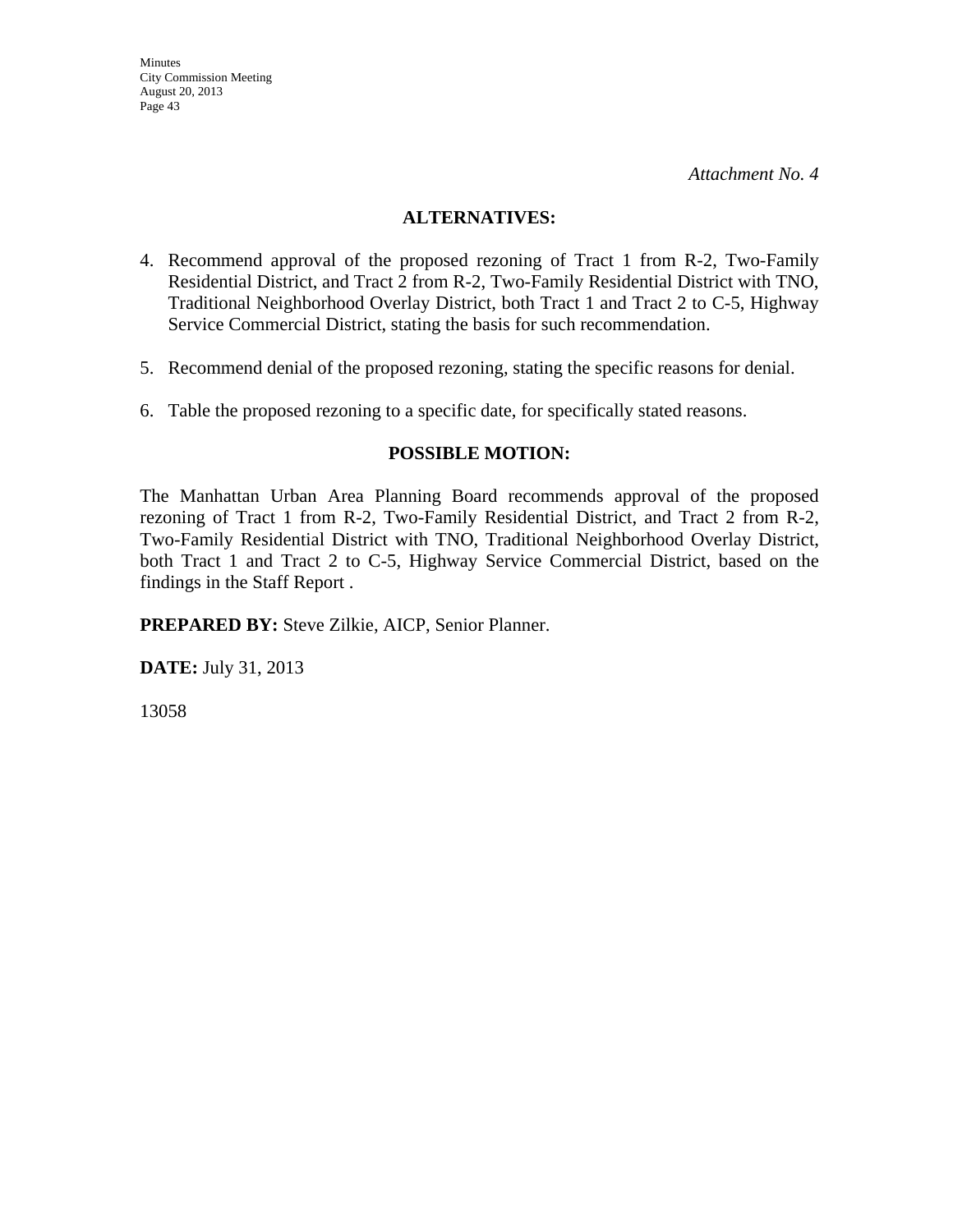*Attachment No. 4*

**ALTERNATIVES:**

4. Recommend approval of the proposed rezoning of Tract 1 from R-2, Two-Family Residential District, and Tract 2 from R-2, Two-Family Residential District with TNO, Traditional Neighborhood Overlay District, both Tract 1 and Tract 2 to C-5, Highway Service Commercial District, stating the basis for such recommendation.

5. Recommend denial of the proposed rezoning, stating the specific reasons for denial.

6. Table the proposed rezoning to a specific date, for specifically stated reasons.

**POSSIBLE MOTION:**

The Manhattan Urban Area Planning Board recommends approval of the proposed rezoning of Tract 1 from R-2, Two-Family Residential District, and Tract 2 from R-2, Two-Family Residential District with TNO, Traditional Neighborhood Overlay District, both Tract 1 and Tract 2 to C-5, Highway Service Commercial District, based on the findings in the Staff Report .

**PREPARED BY:** Steve Zilkie, AICP, Senior Planner.

**DATE:** July 31, 2013

13058